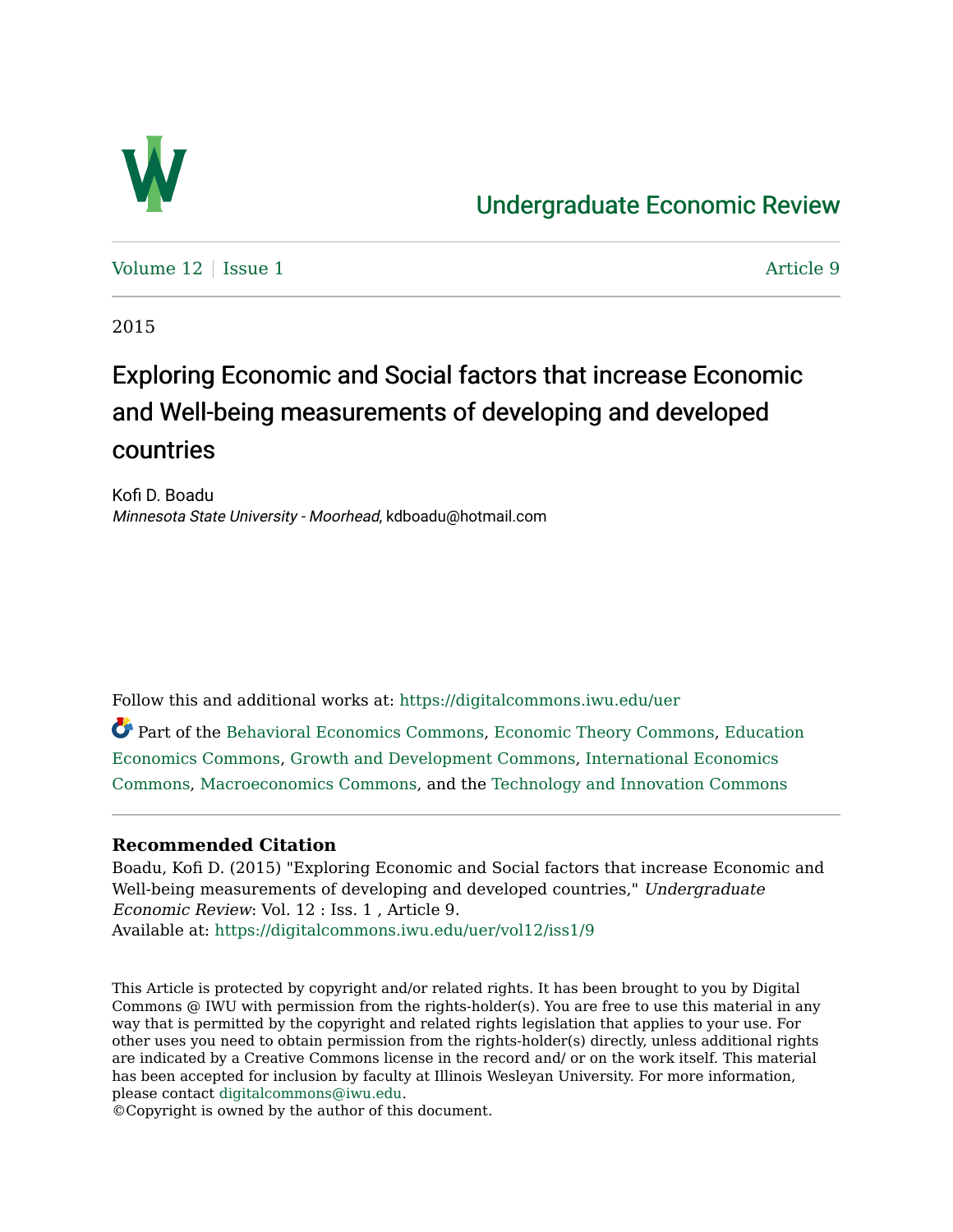Undergraduate Economic Review

Volume 12 | Issue 1 | Article 9

2015

# Exploring Economic and Social factors that increase Economic and Well-being measurements of developing and developed countries

Kofi D. Boadu
*Minnesota State University - Moorhead*, kdboadu@hotmail.com

Follow this and additional works at: https://digitalcommons.iwu.edu/uer

Part of the Behavioral Economics Commons, Economic Theory Commons, Education Economics Commons, Growth and Development Commons, International Economics Commons, Macroeconomics Commons, and the Technology and Innovation Commons

**Recommended Citation**

Boadu, Kofi D. (2015) "Exploring Economic and Social factors that increase Economic and Well-being measurements of developing and developed countries," *Undergraduate Economic Review*: Vol. 12 : Iss. 1 , Article 9.
Available at: https://digitalcommons.iwu.edu/uer/vol12/iss1/9

This Article is protected by copyright and/or related rights. It has been brought to you by Digital Commons @ IWU with permission from the rights-holder(s). You are free to use this material in any way that is permitted by the copyright and related rights legislation that applies to your use. For other uses you need to obtain permission from the rights-holder(s) directly, unless additional rights are indicated by a Creative Commons license in the record and/ or on the work itself. This material has been accepted for inclusion by faculty at Illinois Wesleyan University. For more information, please contact digitalcommons@iwu.edu.
©Copyright is owned by the author of this document.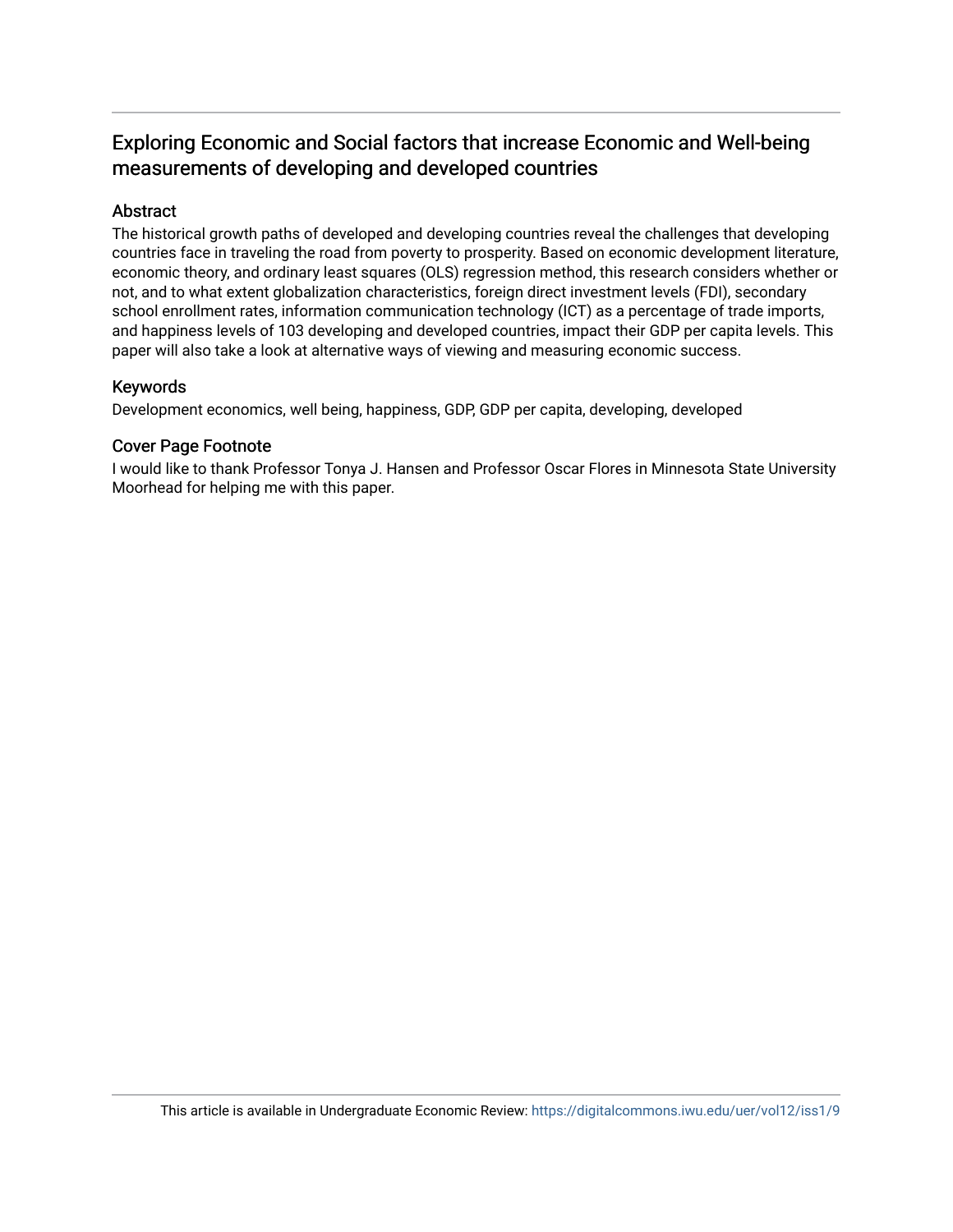# Exploring Economic and Social factors that increase Economic and Well-being measurements of developing and developed countries

## Abstract

The historical growth paths of developed and developing countries reveal the challenges that developing countries face in traveling the road from poverty to prosperity. Based on economic development literature, economic theory, and ordinary least squares (OLS) regression method, this research considers whether or not, and to what extent globalization characteristics, foreign direct investment levels (FDI), secondary school enrollment rates, information communication technology (ICT) as a percentage of trade imports, and happiness levels of 103 developing and developed countries, impact their GDP per capita levels. This paper will also take a look at alternative ways of viewing and measuring economic success.

## Keywords

Development economics, well being, happiness, GDP, GDP per capita, developing, developed

## Cover Page Footnote

I would like to thank Professor Tonya J. Hansen and Professor Oscar Flores in Minnesota State University Moorhead for helping me with this paper.

This article is available in Undergraduate Economic Review: https://digitalcommons.iwu.edu/uer/vol12/iss1/9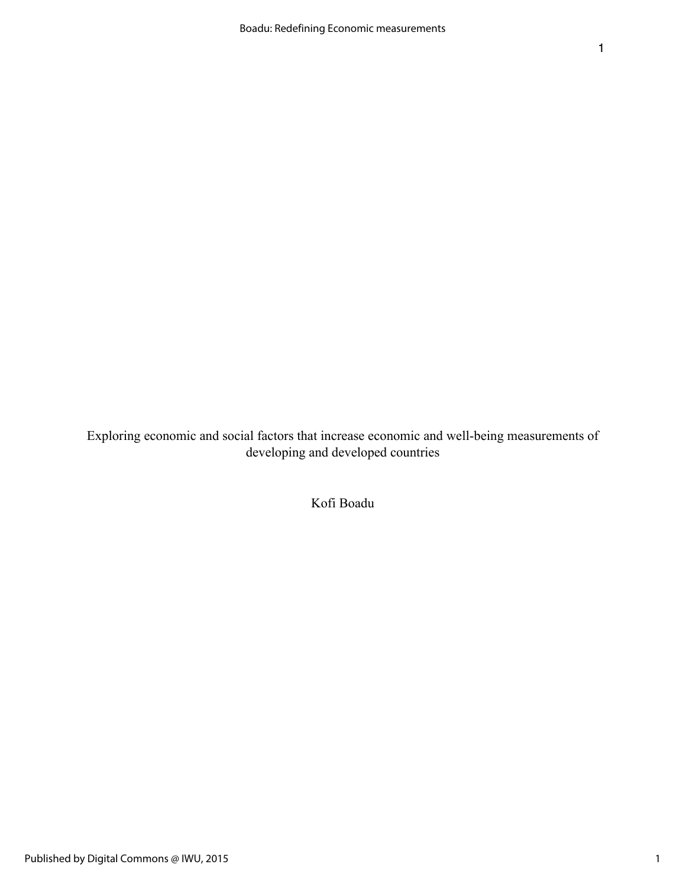Exploring economic and social factors that increase economic and well-being measurements of developing and developed countries

Kofi Boadu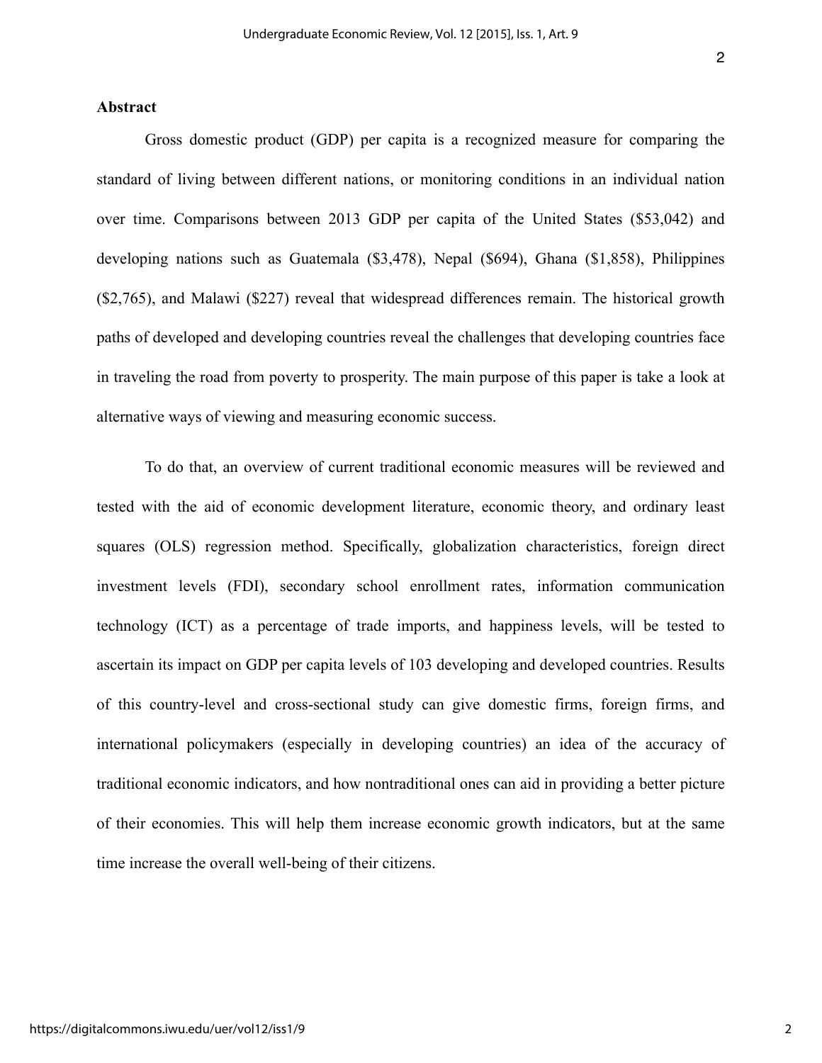## Abstract

Gross domestic product (GDP) per capita is a recognized measure for comparing the standard of living between different nations, or monitoring conditions in an individual nation over time. Comparisons between 2013 GDP per capita of the United States ($53,042) and developing nations such as Guatemala ($3,478), Nepal ($694), Ghana ($1,858), Philippines ($2,765), and Malawi ($227) reveal that widespread differences remain. The historical growth paths of developed and developing countries reveal the challenges that developing countries face in traveling the road from poverty to prosperity. The main purpose of this paper is take a look at alternative ways of viewing and measuring economic success.

To do that, an overview of current traditional economic measures will be reviewed and tested with the aid of economic development literature, economic theory, and ordinary least squares (OLS) regression method. Specifically, globalization characteristics, foreign direct investment levels (FDI), secondary school enrollment rates, information communication technology (ICT) as a percentage of trade imports, and happiness levels, will be tested to ascertain its impact on GDP per capita levels of 103 developing and developed countries. Results of this country-level and cross-sectional study can give domestic firms, foreign firms, and international policymakers (especially in developing countries) an idea of the accuracy of traditional economic indicators, and how nontraditional ones can aid in providing a better picture of their economies. This will help them increase economic growth indicators, but at the same time increase the overall well-being of their citizens.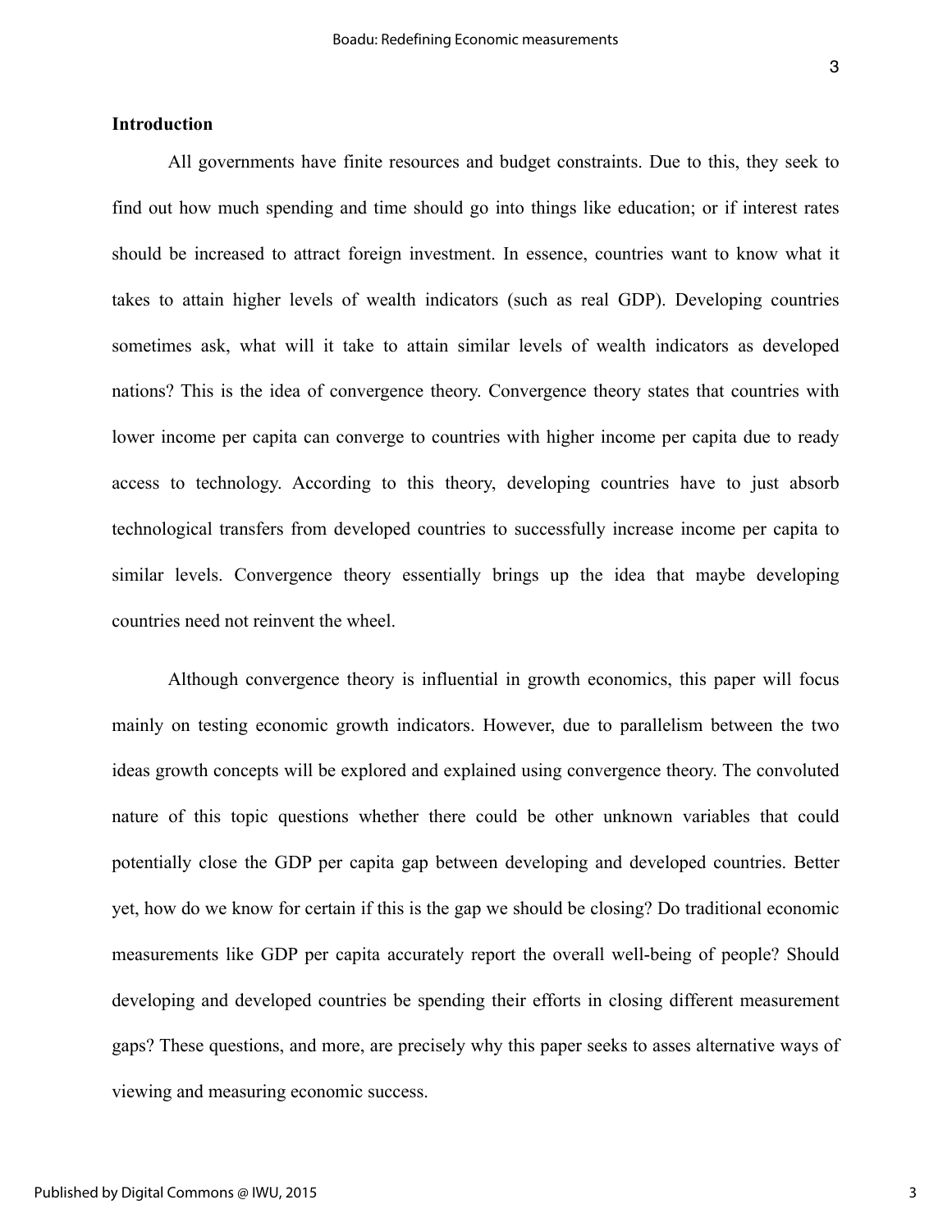## Introduction

All governments have finite resources and budget constraints. Due to this, they seek to find out how much spending and time should go into things like education; or if interest rates should be increased to attract foreign investment. In essence, countries want to know what it takes to attain higher levels of wealth indicators (such as real GDP). Developing countries sometimes ask, what will it take to attain similar levels of wealth indicators as developed nations? This is the idea of convergence theory. Convergence theory states that countries with lower income per capita can converge to countries with higher income per capita due to ready access to technology. According to this theory, developing countries have to just absorb technological transfers from developed countries to successfully increase income per capita to similar levels. Convergence theory essentially brings up the idea that maybe developing countries need not reinvent the wheel.

Although convergence theory is influential in growth economics, this paper will focus mainly on testing economic growth indicators. However, due to parallelism between the two ideas growth concepts will be explored and explained using convergence theory. The convoluted nature of this topic questions whether there could be other unknown variables that could potentially close the GDP per capita gap between developing and developed countries. Better yet, how do we know for certain if this is the gap we should be closing? Do traditional economic measurements like GDP per capita accurately report the overall well-being of people? Should developing and developed countries be spending their efforts in closing different measurement gaps? These questions, and more, are precisely why this paper seeks to asses alternative ways of viewing and measuring economic success.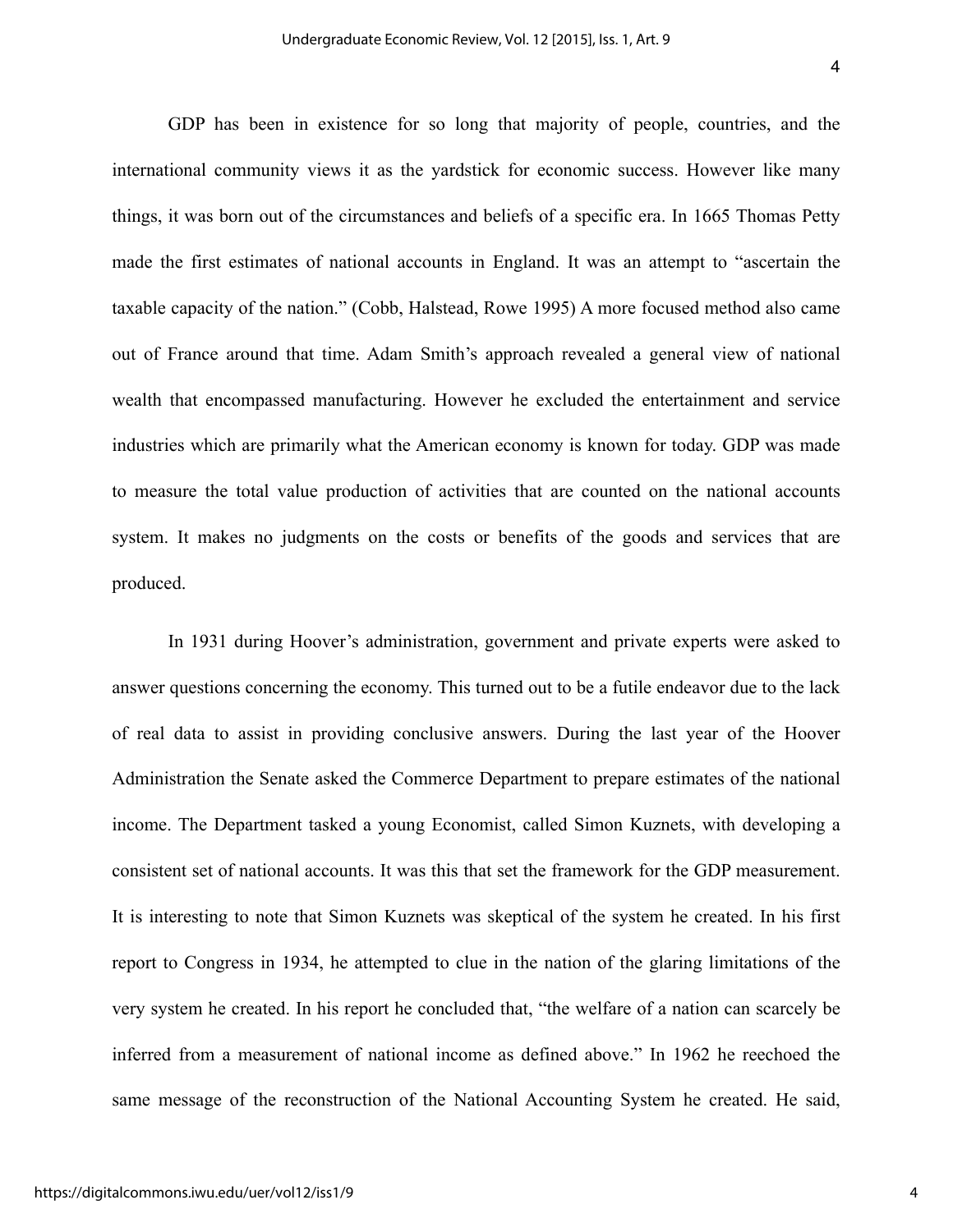GDP has been in existence for so long that majority of people, countries, and the international community views it as the yardstick for economic success. However like many things, it was born out of the circumstances and beliefs of a specific era. In 1665 Thomas Petty made the first estimates of national accounts in England. It was an attempt to "ascertain the taxable capacity of the nation." (Cobb, Halstead, Rowe 1995) A more focused method also came out of France around that time. Adam Smith's approach revealed a general view of national wealth that encompassed manufacturing. However he excluded the entertainment and service industries which are primarily what the American economy is known for today. GDP was made to measure the total value production of activities that are counted on the national accounts system. It makes no judgments on the costs or benefits of the goods and services that are produced.

In 1931 during Hoover's administration, government and private experts were asked to answer questions concerning the economy. This turned out to be a futile endeavor due to the lack of real data to assist in providing conclusive answers. During the last year of the Hoover Administration the Senate asked the Commerce Department to prepare estimates of the national income. The Department tasked a young Economist, called Simon Kuznets, with developing a consistent set of national accounts. It was this that set the framework for the GDP measurement. It is interesting to note that Simon Kuznets was skeptical of the system he created. In his first report to Congress in 1934, he attempted to clue in the nation of the glaring limitations of the very system he created. In his report he concluded that, "the welfare of a nation can scarcely be inferred from a measurement of national income as defined above." In 1962 he reechoed the same message of the reconstruction of the National Accounting System he created. He said,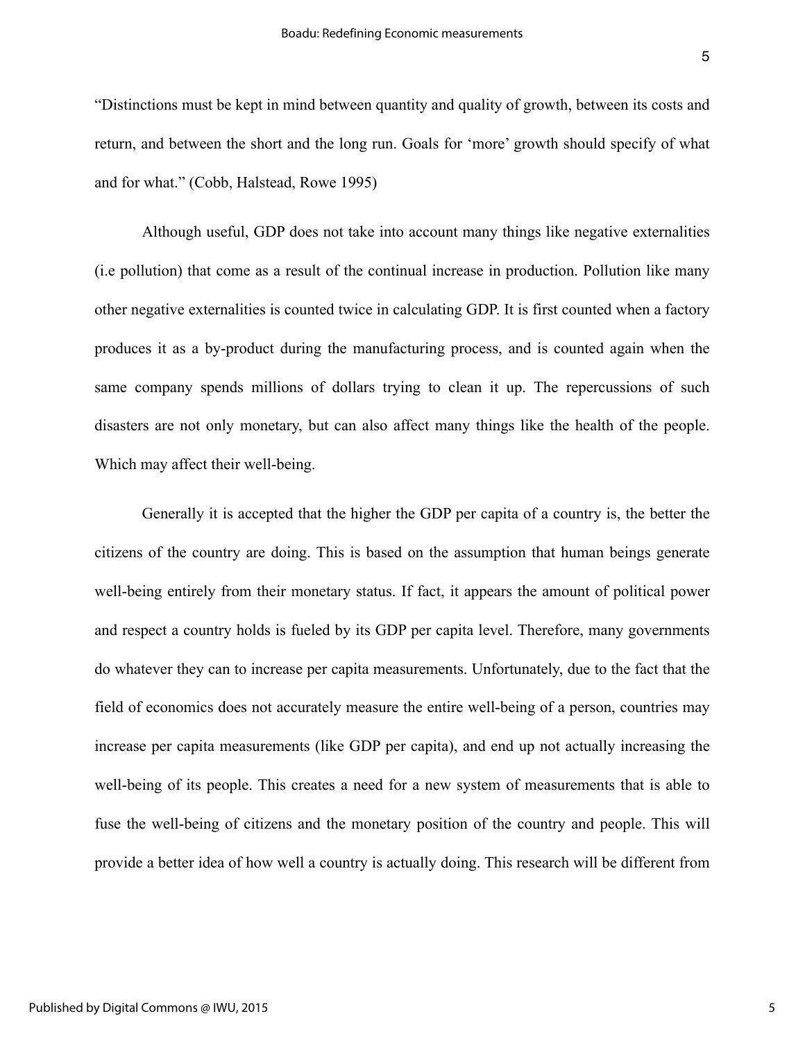“Distinctions must be kept in mind between quantity and quality of growth, between its costs and return, and between the short and the long run. Goals for ‘more’ growth should specify of what and for what.” (Cobb, Halstead, Rowe 1995)

Although useful, GDP does not take into account many things like negative externalities (i.e pollution) that come as a result of the continual increase in production. Pollution like many other negative externalities is counted twice in calculating GDP. It is first counted when a factory produces it as a by-product during the manufacturing process, and is counted again when the same company spends millions of dollars trying to clean it up. The repercussions of such disasters are not only monetary, but can also affect many things like the health of the people. Which may affect their well-being.

Generally it is accepted that the higher the GDP per capita of a country is, the better the citizens of the country are doing. This is based on the assumption that human beings generate well-being entirely from their monetary status. If fact, it appears the amount of political power and respect a country holds is fueled by its GDP per capita level. Therefore, many governments do whatever they can to increase per capita measurements. Unfortunately, due to the fact that the field of economics does not accurately measure the entire well-being of a person, countries may increase per capita measurements (like GDP per capita), and end up not actually increasing the well-being of its people. This creates a need for a new system of measurements that is able to fuse the well-being of citizens and the monetary position of the country and people. This will provide a better idea of how well a country is actually doing. This research will be different from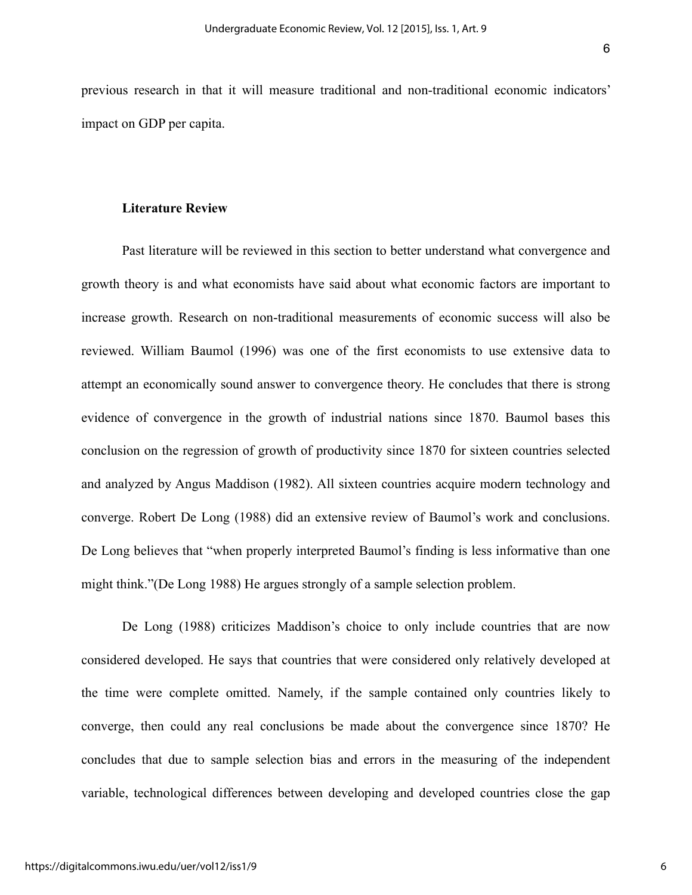previous research in that it will measure traditional and non-traditional economic indicators' impact on GDP per capita.

## Literature Review

Past literature will be reviewed in this section to better understand what convergence and growth theory is and what economists have said about what economic factors are important to increase growth. Research on non-traditional measurements of economic success will also be reviewed. William Baumol (1996) was one of the first economists to use extensive data to attempt an economically sound answer to convergence theory. He concludes that there is strong evidence of convergence in the growth of industrial nations since 1870. Baumol bases this conclusion on the regression of growth of productivity since 1870 for sixteen countries selected and analyzed by Angus Maddison (1982). All sixteen countries acquire modern technology and converge. Robert De Long (1988) did an extensive review of Baumol's work and conclusions. De Long believes that "when properly interpreted Baumol's finding is less informative than one might think."(De Long 1988) He argues strongly of a sample selection problem.

De Long (1988) criticizes Maddison's choice to only include countries that are now considered developed. He says that countries that were considered only relatively developed at the time were complete omitted. Namely, if the sample contained only countries likely to converge, then could any real conclusions be made about the convergence since 1870? He concludes that due to sample selection bias and errors in the measuring of the independent variable, technological differences between developing and developed countries close the gap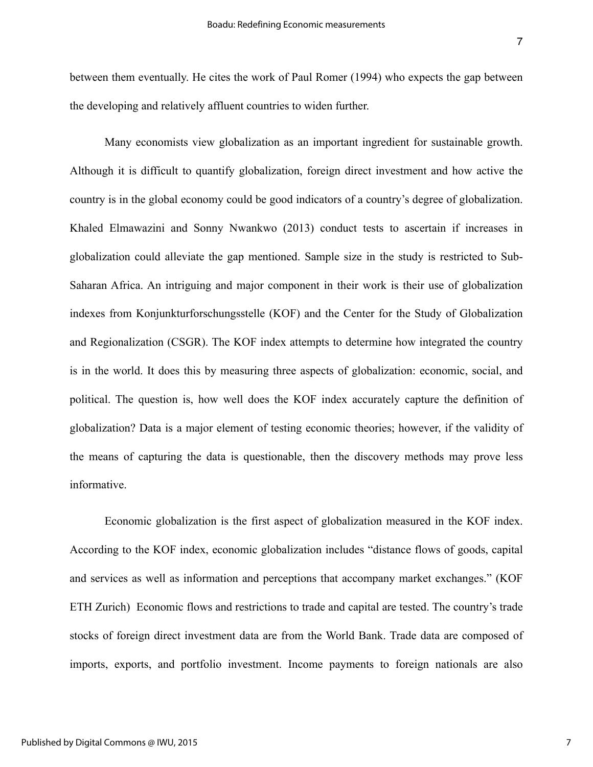between them eventually. He cites the work of Paul Romer (1994) who expects the gap between the developing and relatively affluent countries to widen further.

Many economists view globalization as an important ingredient for sustainable growth. Although it is difficult to quantify globalization, foreign direct investment and how active the country is in the global economy could be good indicators of a country's degree of globalization. Khaled Elmawazini and Sonny Nwankwo (2013) conduct tests to ascertain if increases in globalization could alleviate the gap mentioned. Sample size in the study is restricted to Sub-Saharan Africa. An intriguing and major component in their work is their use of globalization indexes from Konjunkturforschungsstelle (KOF) and the Center for the Study of Globalization and Regionalization (CSGR). The KOF index attempts to determine how integrated the country is in the world. It does this by measuring three aspects of globalization: economic, social, and political. The question is, how well does the KOF index accurately capture the definition of globalization? Data is a major element of testing economic theories; however, if the validity of the means of capturing the data is questionable, then the discovery methods may prove less informative.

Economic globalization is the first aspect of globalization measured in the KOF index. According to the KOF index, economic globalization includes "distance flows of goods, capital and services as well as information and perceptions that accompany market exchanges." (KOF ETH Zurich) Economic flows and restrictions to trade and capital are tested. The country's trade stocks of foreign direct investment data are from the World Bank. Trade data are composed of imports, exports, and portfolio investment. Income payments to foreign nationals are also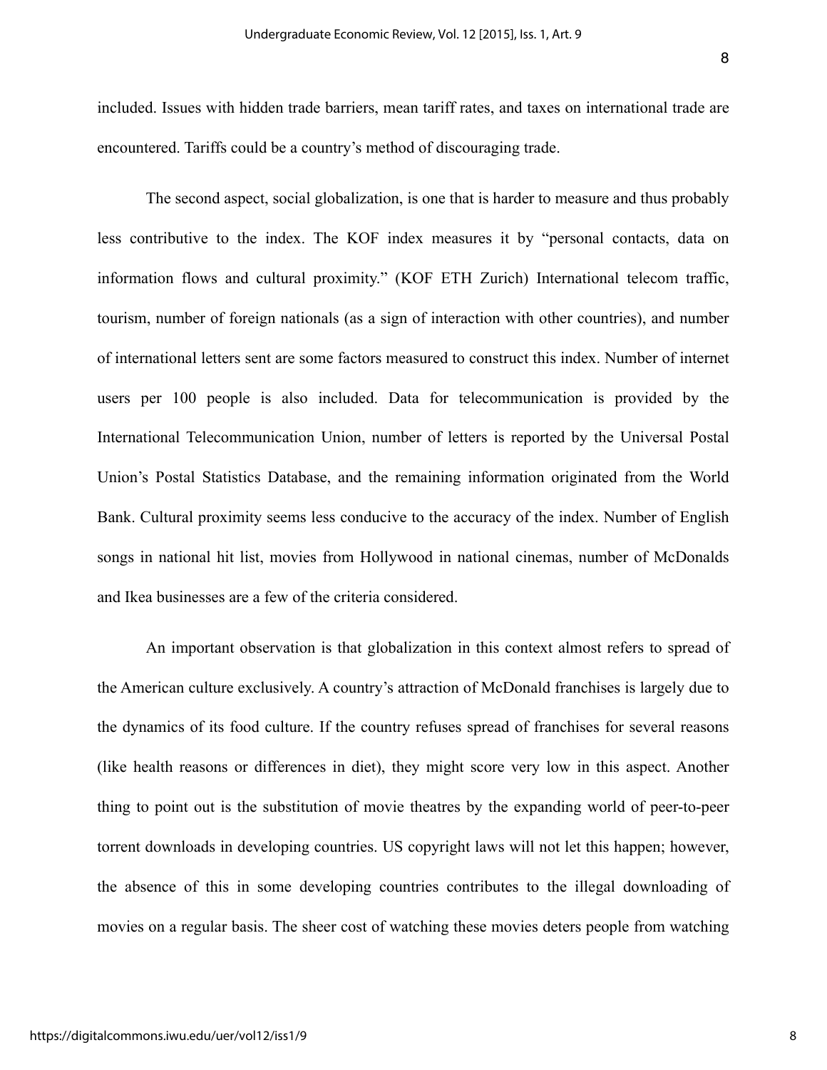included. Issues with hidden trade barriers, mean tariff rates, and taxes on international trade are encountered. Tariffs could be a country's method of discouraging trade.

The second aspect, social globalization, is one that is harder to measure and thus probably less contributive to the index. The KOF index measures it by "personal contacts, data on information flows and cultural proximity." (KOF ETH Zurich) International telecom traffic, tourism, number of foreign nationals (as a sign of interaction with other countries), and number of international letters sent are some factors measured to construct this index. Number of internet users per 100 people is also included. Data for telecommunication is provided by the International Telecommunication Union, number of letters is reported by the Universal Postal Union's Postal Statistics Database, and the remaining information originated from the World Bank. Cultural proximity seems less conducive to the accuracy of the index. Number of English songs in national hit list, movies from Hollywood in national cinemas, number of McDonalds and Ikea businesses are a few of the criteria considered.

An important observation is that globalization in this context almost refers to spread of the American culture exclusively. A country's attraction of McDonald franchises is largely due to the dynamics of its food culture. If the country refuses spread of franchises for several reasons (like health reasons or differences in diet), they might score very low in this aspect. Another thing to point out is the substitution of movie theatres by the expanding world of peer-to-peer torrent downloads in developing countries. US copyright laws will not let this happen; however, the absence of this in some developing countries contributes to the illegal downloading of movies on a regular basis. The sheer cost of watching these movies deters people from watching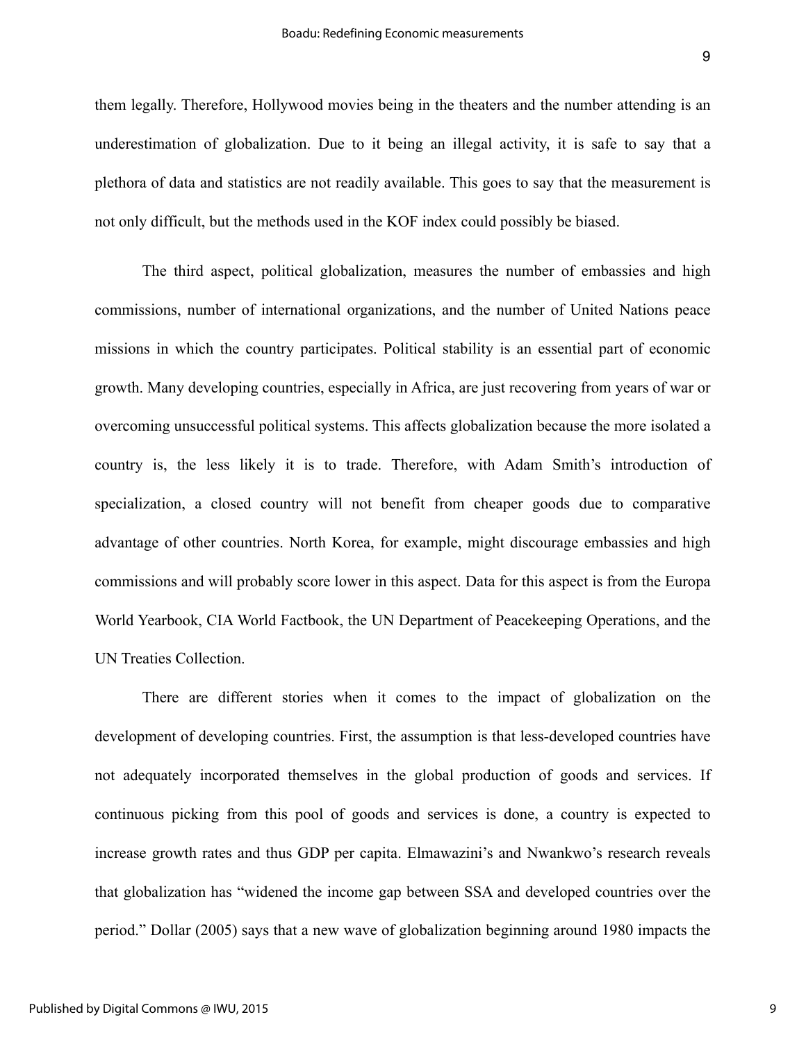them legally. Therefore, Hollywood movies being in the theaters and the number attending is an underestimation of globalization. Due to it being an illegal activity, it is safe to say that a plethora of data and statistics are not readily available. This goes to say that the measurement is not only difficult, but the methods used in the KOF index could possibly be biased.

The third aspect, political globalization, measures the number of embassies and high commissions, number of international organizations, and the number of United Nations peace missions in which the country participates. Political stability is an essential part of economic growth. Many developing countries, especially in Africa, are just recovering from years of war or overcoming unsuccessful political systems. This affects globalization because the more isolated a country is, the less likely it is to trade. Therefore, with Adam Smith's introduction of specialization, a closed country will not benefit from cheaper goods due to comparative advantage of other countries. North Korea, for example, might discourage embassies and high commissions and will probably score lower in this aspect. Data for this aspect is from the Europa World Yearbook, CIA World Factbook, the UN Department of Peacekeeping Operations, and the UN Treaties Collection.

There are different stories when it comes to the impact of globalization on the development of developing countries. First, the assumption is that less-developed countries have not adequately incorporated themselves in the global production of goods and services. If continuous picking from this pool of goods and services is done, a country is expected to increase growth rates and thus GDP per capita. Elmawazini's and Nwankwo's research reveals that globalization has "widened the income gap between SSA and developed countries over the period." Dollar (2005) says that a new wave of globalization beginning around 1980 impacts the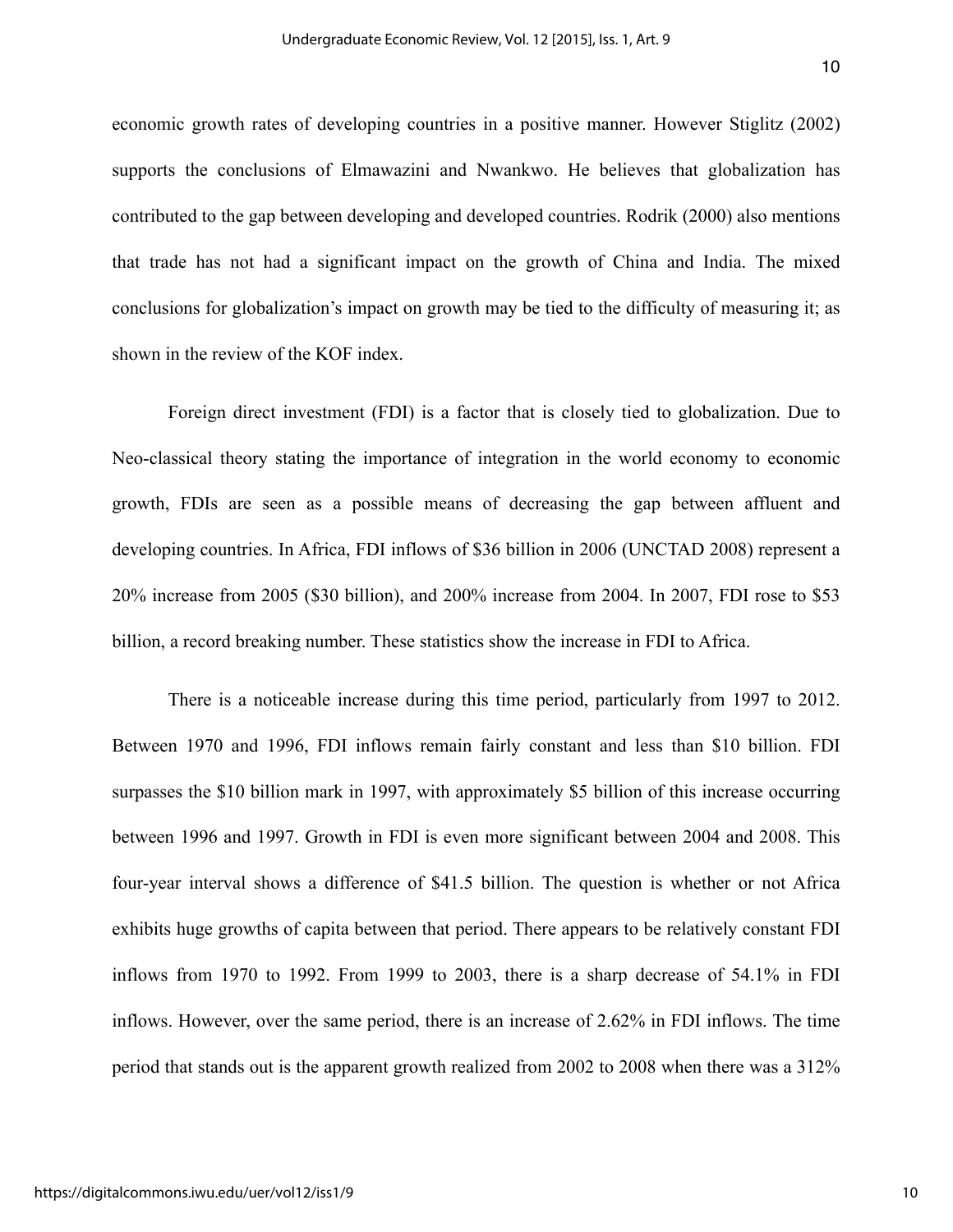economic growth rates of developing countries in a positive manner. However Stiglitz (2002) supports the conclusions of Elmawazini and Nwankwo. He believes that globalization has contributed to the gap between developing and developed countries. Rodrik (2000) also mentions that trade has not had a significant impact on the growth of China and India. The mixed conclusions for globalization's impact on growth may be tied to the difficulty of measuring it; as shown in the review of the KOF index.

Foreign direct investment (FDI) is a factor that is closely tied to globalization. Due to Neo-classical theory stating the importance of integration in the world economy to economic growth, FDIs are seen as a possible means of decreasing the gap between affluent and developing countries. In Africa, FDI inflows of $36 billion in 2006 (UNCTAD 2008) represent a 20% increase from 2005 ($30 billion), and 200% increase from 2004. In 2007, FDI rose to $53 billion, a record breaking number. These statistics show the increase in FDI to Africa.

There is a noticeable increase during this time period, particularly from 1997 to 2012. Between 1970 and 1996, FDI inflows remain fairly constant and less than $10 billion. FDI surpasses the $10 billion mark in 1997, with approximately $5 billion of this increase occurring between 1996 and 1997. Growth in FDI is even more significant between 2004 and 2008. This four-year interval shows a difference of $41.5 billion. The question is whether or not Africa exhibits huge growths of capita between that period. There appears to be relatively constant FDI inflows from 1970 to 1992. From 1999 to 2003, there is a sharp decrease of 54.1% in FDI inflows. However, over the same period, there is an increase of 2.62% in FDI inflows. The time period that stands out is the apparent growth realized from 2002 to 2008 when there was a 312%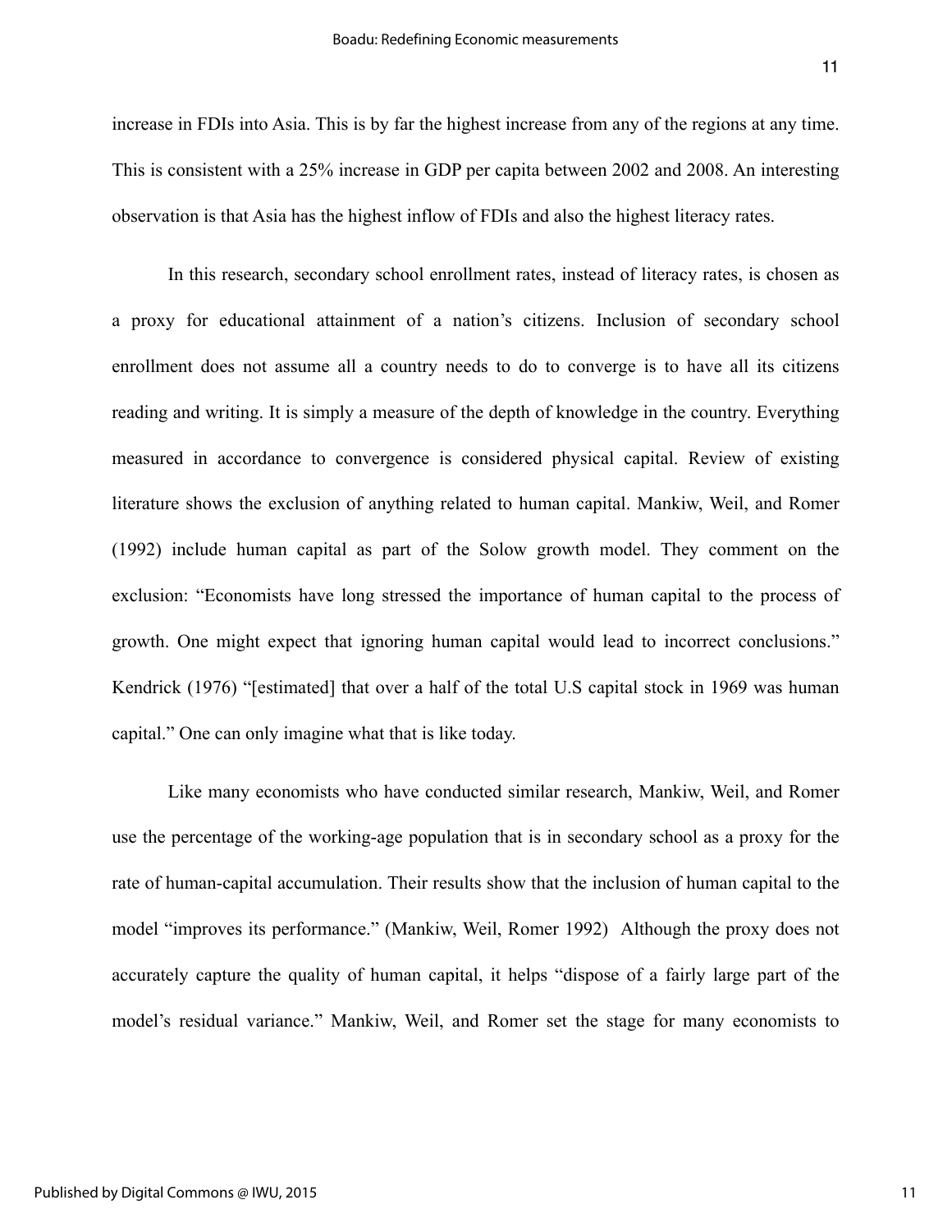increase in FDIs into Asia. This is by far the highest increase from any of the regions at any time. This is consistent with a 25% increase in GDP per capita between 2002 and 2008. An interesting observation is that Asia has the highest inflow of FDIs and also the highest literacy rates.

In this research, secondary school enrollment rates, instead of literacy rates, is chosen as a proxy for educational attainment of a nation's citizens. Inclusion of secondary school enrollment does not assume all a country needs to do to converge is to have all its citizens reading and writing. It is simply a measure of the depth of knowledge in the country. Everything measured in accordance to convergence is considered physical capital. Review of existing literature shows the exclusion of anything related to human capital. Mankiw, Weil, and Romer (1992) include human capital as part of the Solow growth model. They comment on the exclusion: "Economists have long stressed the importance of human capital to the process of growth. One might expect that ignoring human capital would lead to incorrect conclusions." Kendrick (1976) "[estimated] that over a half of the total U.S capital stock in 1969 was human capital." One can only imagine what that is like today.

Like many economists who have conducted similar research, Mankiw, Weil, and Romer use the percentage of the working-age population that is in secondary school as a proxy for the rate of human-capital accumulation. Their results show that the inclusion of human capital to the model "improves its performance." (Mankiw, Weil, Romer 1992) Although the proxy does not accurately capture the quality of human capital, it helps "dispose of a fairly large part of the model's residual variance." Mankiw, Weil, and Romer set the stage for many economists to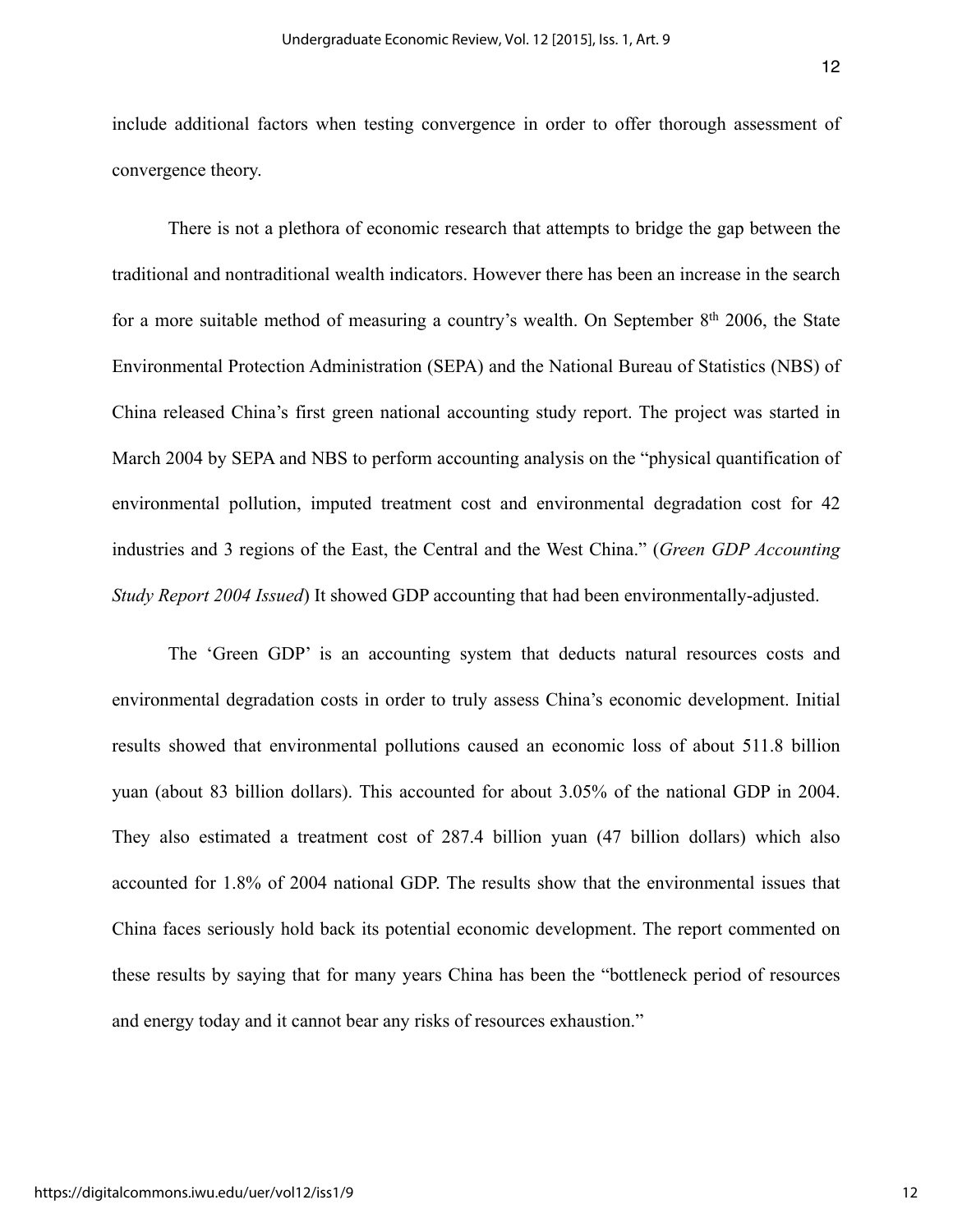include additional factors when testing convergence in order to offer thorough assessment of convergence theory.

There is not a plethora of economic research that attempts to bridge the gap between the traditional and nontraditional wealth indicators. However there has been an increase in the search for a more suitable method of measuring a country's wealth. On September 8th 2006, the State Environmental Protection Administration (SEPA) and the National Bureau of Statistics (NBS) of China released China's first green national accounting study report. The project was started in March 2004 by SEPA and NBS to perform accounting analysis on the "physical quantification of environmental pollution, imputed treatment cost and environmental degradation cost for 42 industries and 3 regions of the East, the Central and the West China." (*Green GDP Accounting Study Report 2004 Issued*) It showed GDP accounting that had been environmentally-adjusted.

The 'Green GDP' is an accounting system that deducts natural resources costs and environmental degradation costs in order to truly assess China's economic development. Initial results showed that environmental pollutions caused an economic loss of about 511.8 billion yuan (about 83 billion dollars). This accounted for about 3.05% of the national GDP in 2004. They also estimated a treatment cost of 287.4 billion yuan (47 billion dollars) which also accounted for 1.8% of 2004 national GDP. The results show that the environmental issues that China faces seriously hold back its potential economic development. The report commented on these results by saying that for many years China has been the "bottleneck period of resources and energy today and it cannot bear any risks of resources exhaustion."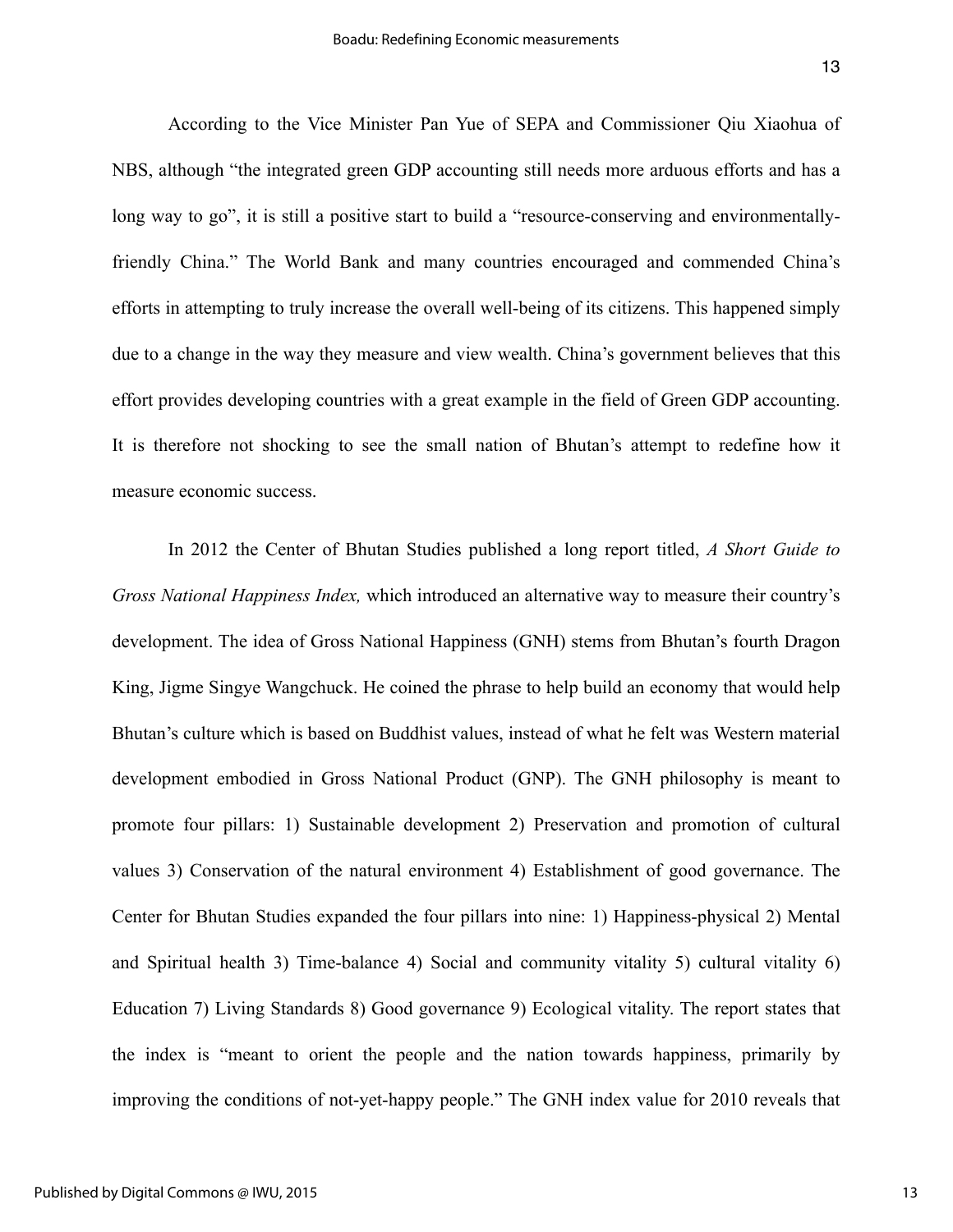According to the Vice Minister Pan Yue of SEPA and Commissioner Qiu Xiaohua of NBS, although "the integrated green GDP accounting still needs more arduous efforts and has a long way to go", it is still a positive start to build a "resource-conserving and environmentally-friendly China." The World Bank and many countries encouraged and commended China's efforts in attempting to truly increase the overall well-being of its citizens. This happened simply due to a change in the way they measure and view wealth. China's government believes that this effort provides developing countries with a great example in the field of Green GDP accounting. It is therefore not shocking to see the small nation of Bhutan's attempt to redefine how it measure economic success.

In 2012 the Center of Bhutan Studies published a long report titled, *A Short Guide to Gross National Happiness Index,* which introduced an alternative way to measure their country's development. The idea of Gross National Happiness (GNH) stems from Bhutan's fourth Dragon King, Jigme Singye Wangchuck. He coined the phrase to help build an economy that would help Bhutan's culture which is based on Buddhist values, instead of what he felt was Western material development embodied in Gross National Product (GNP). The GNH philosophy is meant to promote four pillars: 1) Sustainable development 2) Preservation and promotion of cultural values 3) Conservation of the natural environment 4) Establishment of good governance. The Center for Bhutan Studies expanded the four pillars into nine: 1) Happiness-physical 2) Mental and Spiritual health 3) Time-balance 4) Social and community vitality 5) cultural vitality 6) Education 7) Living Standards 8) Good governance 9) Ecological vitality. The report states that the index is "meant to orient the people and the nation towards happiness, primarily by improving the conditions of not-yet-happy people." The GNH index value for 2010 reveals that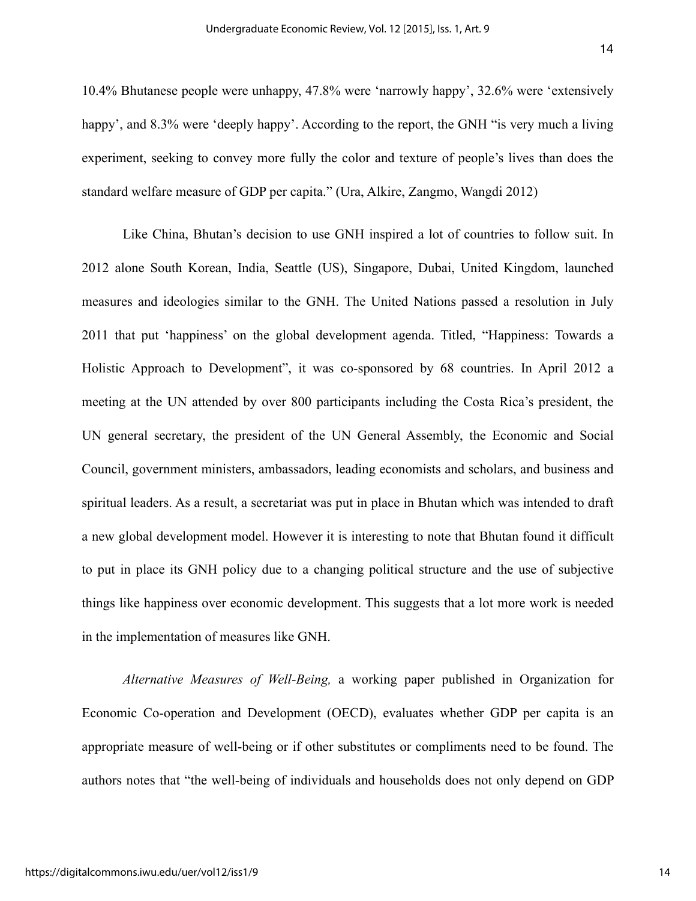10.4% Bhutanese people were unhappy, 47.8% were 'narrowly happy', 32.6% were 'extensively happy', and 8.3% were 'deeply happy'. According to the report, the GNH "is very much a living experiment, seeking to convey more fully the color and texture of people's lives than does the standard welfare measure of GDP per capita." (Ura, Alkire, Zangmo, Wangdi 2012)

Like China, Bhutan's decision to use GNH inspired a lot of countries to follow suit. In 2012 alone South Korean, India, Seattle (US), Singapore, Dubai, United Kingdom, launched measures and ideologies similar to the GNH. The United Nations passed a resolution in July 2011 that put 'happiness' on the global development agenda. Titled, "Happiness: Towards a Holistic Approach to Development", it was co-sponsored by 68 countries. In April 2012 a meeting at the UN attended by over 800 participants including the Costa Rica's president, the UN general secretary, the president of the UN General Assembly, the Economic and Social Council, government ministers, ambassadors, leading economists and scholars, and business and spiritual leaders. As a result, a secretariat was put in place in Bhutan which was intended to draft a new global development model. However it is interesting to note that Bhutan found it difficult to put in place its GNH policy due to a changing political structure and the use of subjective things like happiness over economic development. This suggests that a lot more work is needed in the implementation of measures like GNH.

*Alternative Measures of Well-Being,* a working paper published in Organization for Economic Co-operation and Development (OECD), evaluates whether GDP per capita is an appropriate measure of well-being or if other substitutes or compliments need to be found. The authors notes that "the well-being of individuals and households does not only depend on GDP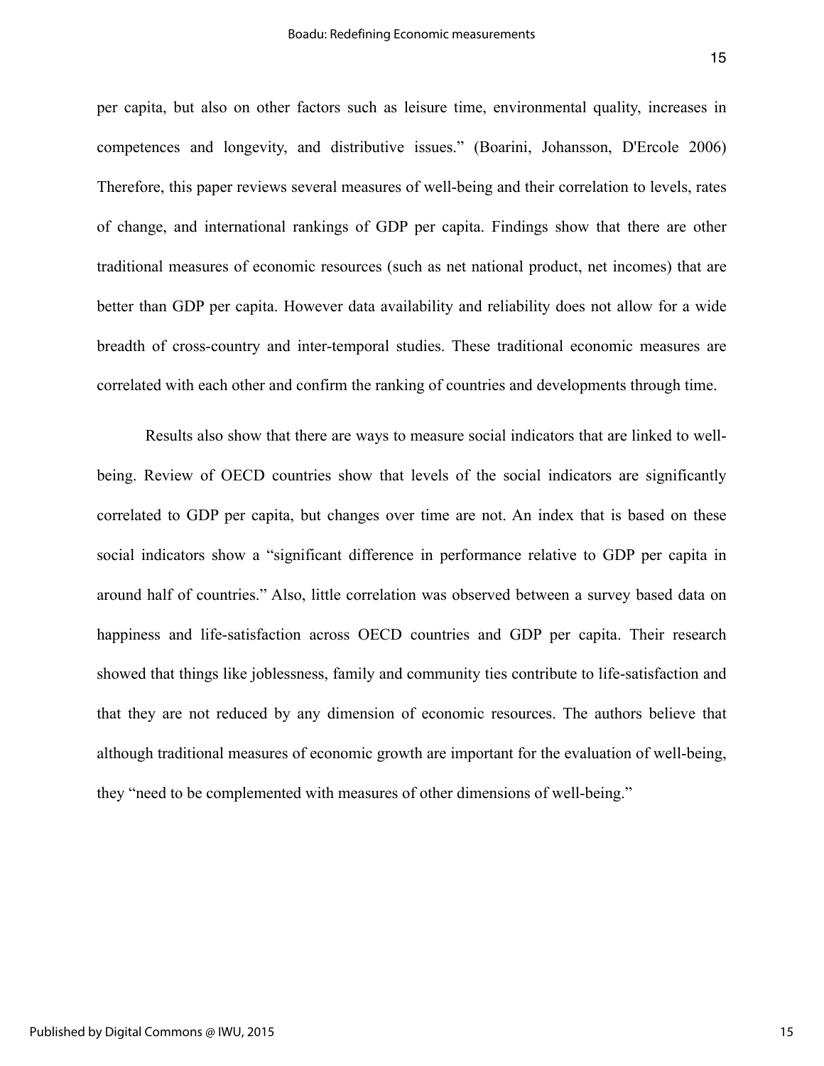per capita, but also on other factors such as leisure time, environmental quality, increases in competences and longevity, and distributive issues." (Boarini, Johansson, D'Ercole 2006) Therefore, this paper reviews several measures of well-being and their correlation to levels, rates of change, and international rankings of GDP per capita. Findings show that there are other traditional measures of economic resources (such as net national product, net incomes) that are better than GDP per capita. However data availability and reliability does not allow for a wide breadth of cross-country and inter-temporal studies. These traditional economic measures are correlated with each other and confirm the ranking of countries and developments through time.

Results also show that there are ways to measure social indicators that are linked to well-being. Review of OECD countries show that levels of the social indicators are significantly correlated to GDP per capita, but changes over time are not. An index that is based on these social indicators show a "significant difference in performance relative to GDP per capita in around half of countries." Also, little correlation was observed between a survey based data on happiness and life-satisfaction across OECD countries and GDP per capita. Their research showed that things like joblessness, family and community ties contribute to life-satisfaction and that they are not reduced by any dimension of economic resources. The authors believe that although traditional measures of economic growth are important for the evaluation of well-being, they "need to be complemented with measures of other dimensions of well-being."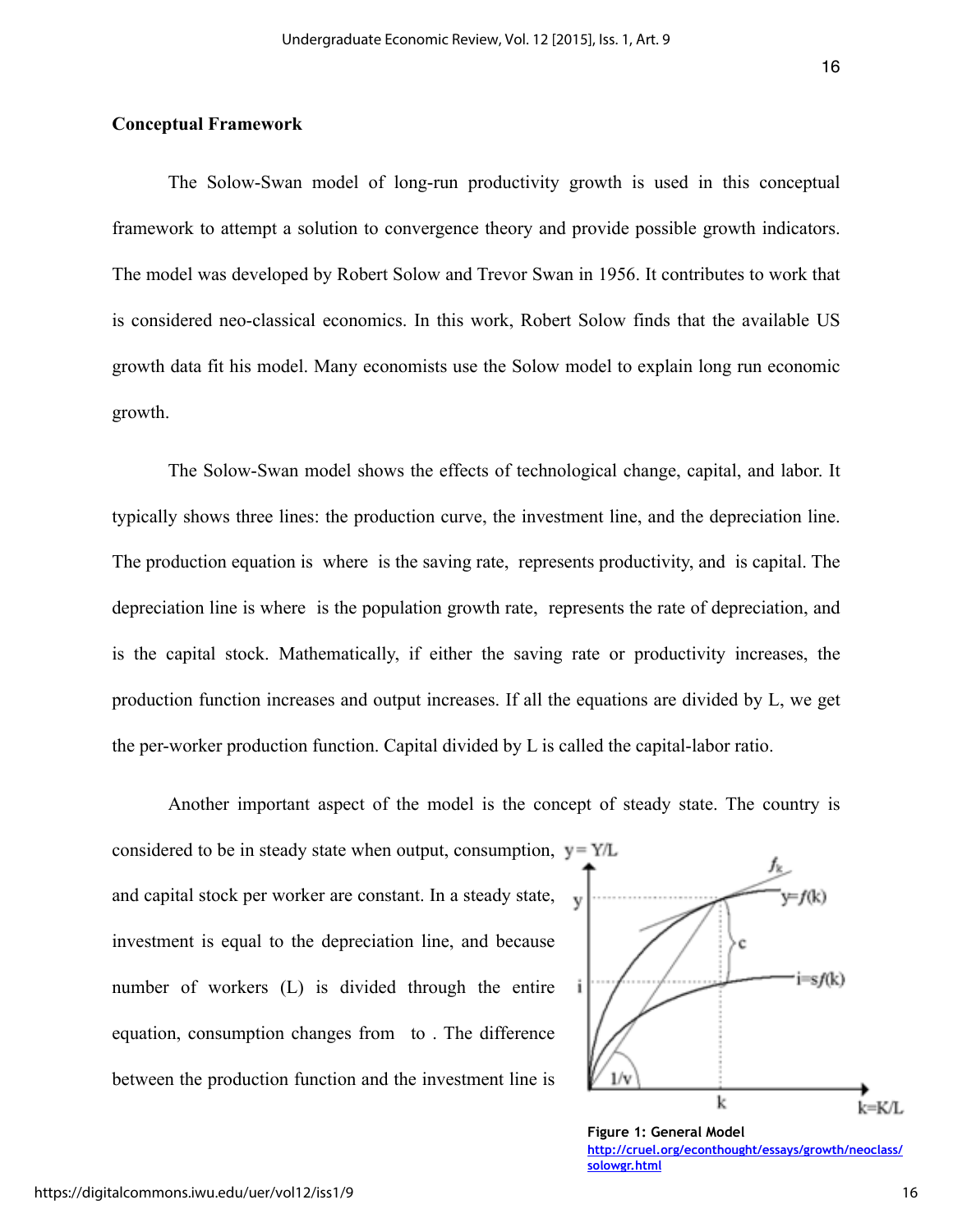## Conceptual Framework

The Solow-Swan model of long-run productivity growth is used in this conceptual framework to attempt a solution to convergence theory and provide possible growth indicators. The model was developed by Robert Solow and Trevor Swan in 1956. It contributes to work that is considered neo-classical economics. In this work, Robert Solow finds that the available US growth data fit his model. Many economists use the Solow model to explain long run economic growth.

The Solow-Swan model shows the effects of technological change, capital, and labor. It typically shows three lines: the production curve, the investment line, and the depreciation line. The production equation is  where  is the saving rate,  represents productivity, and  is capital. The depreciation line is where  is the population growth rate,  represents the rate of depreciation, and  is the capital stock. Mathematically, if either the saving rate or productivity increases, the production function increases and output increases. If all the equations are divided by L, we get the per-worker production function. Capital divided by L is called the capital-labor ratio.

Another important aspect of the model is the concept of steady state. The country is considered to be in steady state when output, consumption, and capital stock per worker are constant. In a steady state, investment is equal to the depreciation line, and because number of workers (L) is divided through the entire equation, consumption changes from  to . The difference between the production function and the investment line is

**Figure 1: General Model**
http://cruel.org/econthought/essays/growth/neoclass/solowgr.html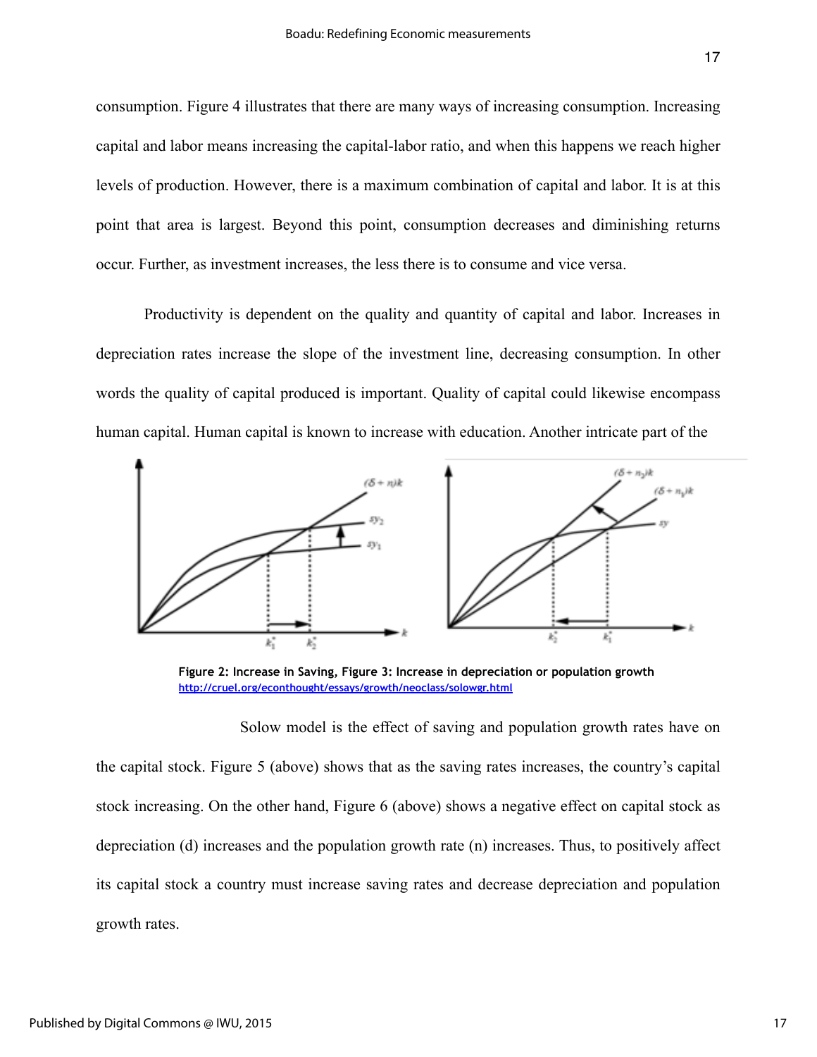consumption. Figure 4 illustrates that there are many ways of increasing consumption. Increasing capital and labor means increasing the capital-labor ratio, and when this happens we reach higher levels of production. However, there is a maximum combination of capital and labor. It is at this point that area is largest. Beyond this point, consumption decreases and diminishing returns occur. Further, as investment increases, the less there is to consume and vice versa.

Productivity is dependent on the quality and quantity of capital and labor. Increases in depreciation rates increase the slope of the investment line, decreasing consumption. In other words the quality of capital produced is important. Quality of capital could likewise encompass human capital. Human capital is known to increase with education. Another intricate part of the

**Figure 2: Increase in Saving, Figure 3: Increase in depreciation or population growth**
http://cruel.org/econthought/essays/growth/neoclass/solowgr.html

Solow model is the effect of saving and population growth rates have on the capital stock. Figure 5 (above) shows that as the saving rates increases, the country's capital stock increasing. On the other hand, Figure 6 (above) shows a negative effect on capital stock as depreciation (d) increases and the population growth rate (n) increases. Thus, to positively affect its capital stock a country must increase saving rates and decrease depreciation and population growth rates.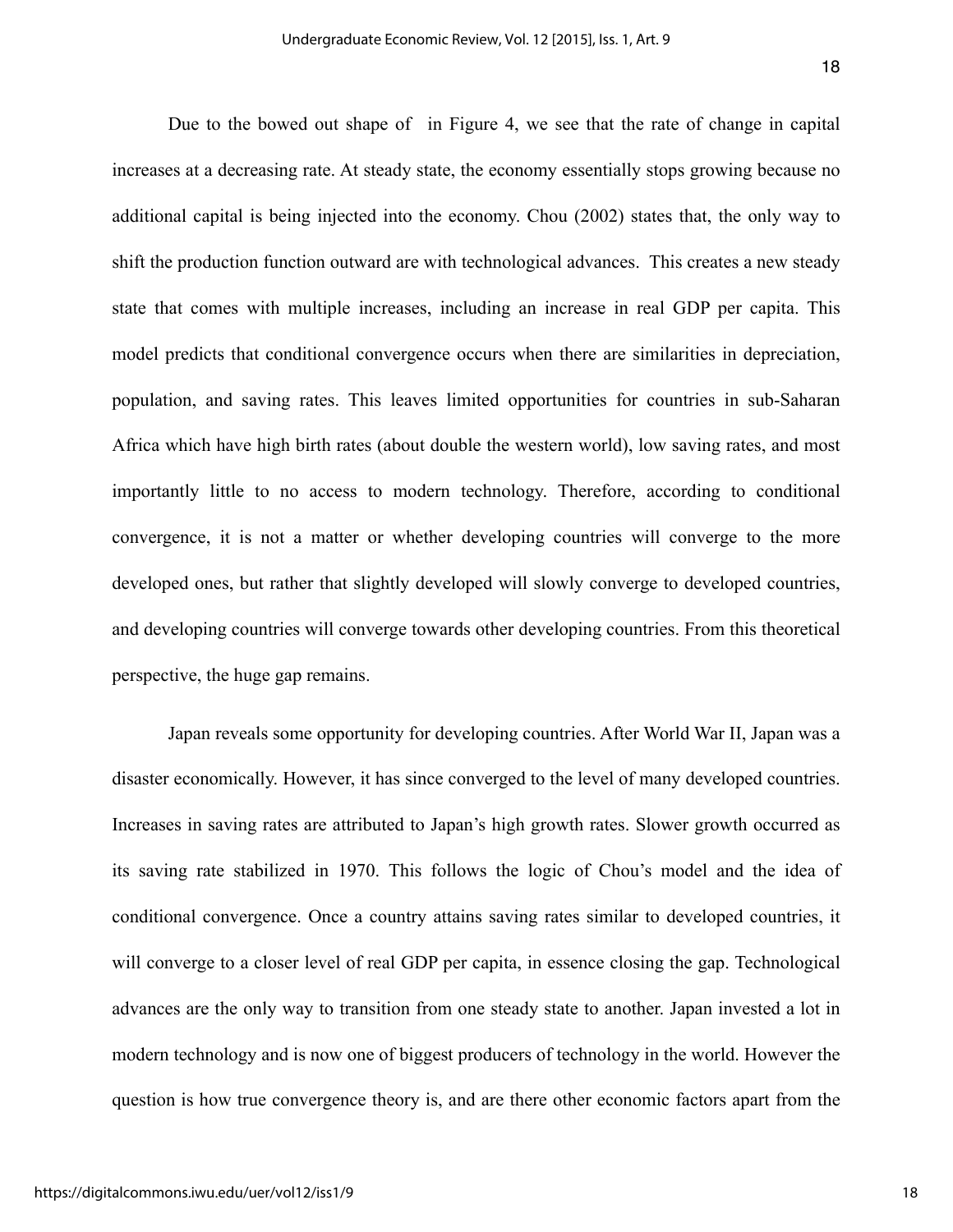Due to the bowed out shape of in Figure 4, we see that the rate of change in capital increases at a decreasing rate. At steady state, the economy essentially stops growing because no additional capital is being injected into the economy. Chou (2002) states that, the only way to shift the production function outward are with technological advances. This creates a new steady state that comes with multiple increases, including an increase in real GDP per capita. This model predicts that conditional convergence occurs when there are similarities in depreciation, population, and saving rates. This leaves limited opportunities for countries in sub-Saharan Africa which have high birth rates (about double the western world), low saving rates, and most importantly little to no access to modern technology. Therefore, according to conditional convergence, it is not a matter or whether developing countries will converge to the more developed ones, but rather that slightly developed will slowly converge to developed countries, and developing countries will converge towards other developing countries. From this theoretical perspective, the huge gap remains.

Japan reveals some opportunity for developing countries. After World War II, Japan was a disaster economically. However, it has since converged to the level of many developed countries. Increases in saving rates are attributed to Japan's high growth rates. Slower growth occurred as its saving rate stabilized in 1970. This follows the logic of Chou's model and the idea of conditional convergence. Once a country attains saving rates similar to developed countries, it will converge to a closer level of real GDP per capita, in essence closing the gap. Technological advances are the only way to transition from one steady state to another. Japan invested a lot in modern technology and is now one of biggest producers of technology in the world. However the question is how true convergence theory is, and are there other economic factors apart from the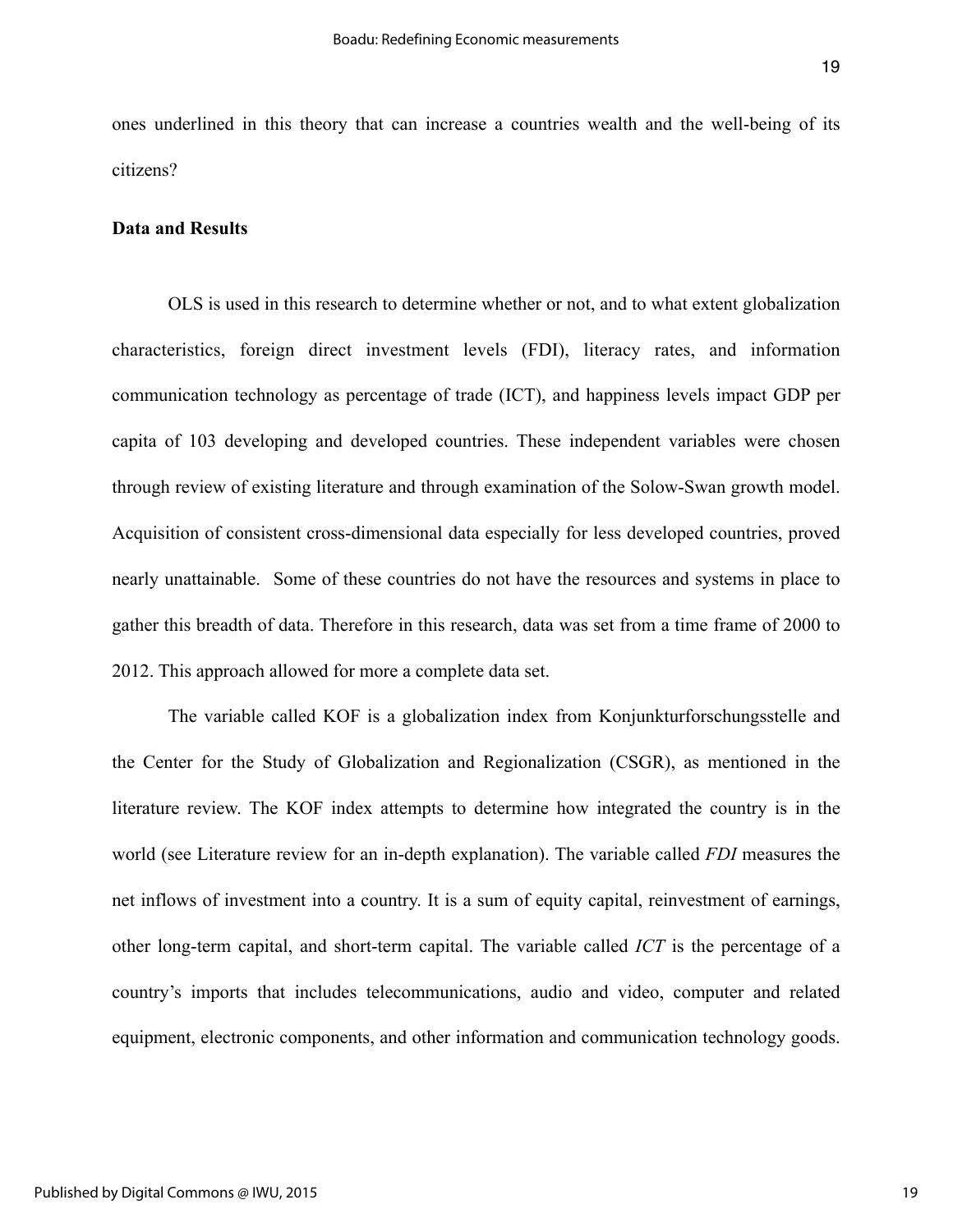ones underlined in this theory that can increase a countries wealth and the well-being of its citizens?

**Data and Results**

OLS is used in this research to determine whether or not, and to what extent globalization characteristics, foreign direct investment levels (FDI), literacy rates, and information communication technology as percentage of trade (ICT), and happiness levels impact GDP per capita of 103 developing and developed countries. These independent variables were chosen through review of existing literature and through examination of the Solow-Swan growth model. Acquisition of consistent cross-dimensional data especially for less developed countries, proved nearly unattainable. Some of these countries do not have the resources and systems in place to gather this breadth of data. Therefore in this research, data was set from a time frame of 2000 to 2012. This approach allowed for more a complete data set.

The variable called KOF is a globalization index from Konjunkturforschungsstelle and the Center for the Study of Globalization and Regionalization (CSGR), as mentioned in the literature review. The KOF index attempts to determine how integrated the country is in the world (see Literature review for an in-depth explanation). The variable called *FDI* measures the net inflows of investment into a country. It is a sum of equity capital, reinvestment of earnings, other long-term capital, and short-term capital. The variable called *ICT* is the percentage of a country's imports that includes telecommunications, audio and video, computer and related equipment, electronic components, and other information and communication technology goods.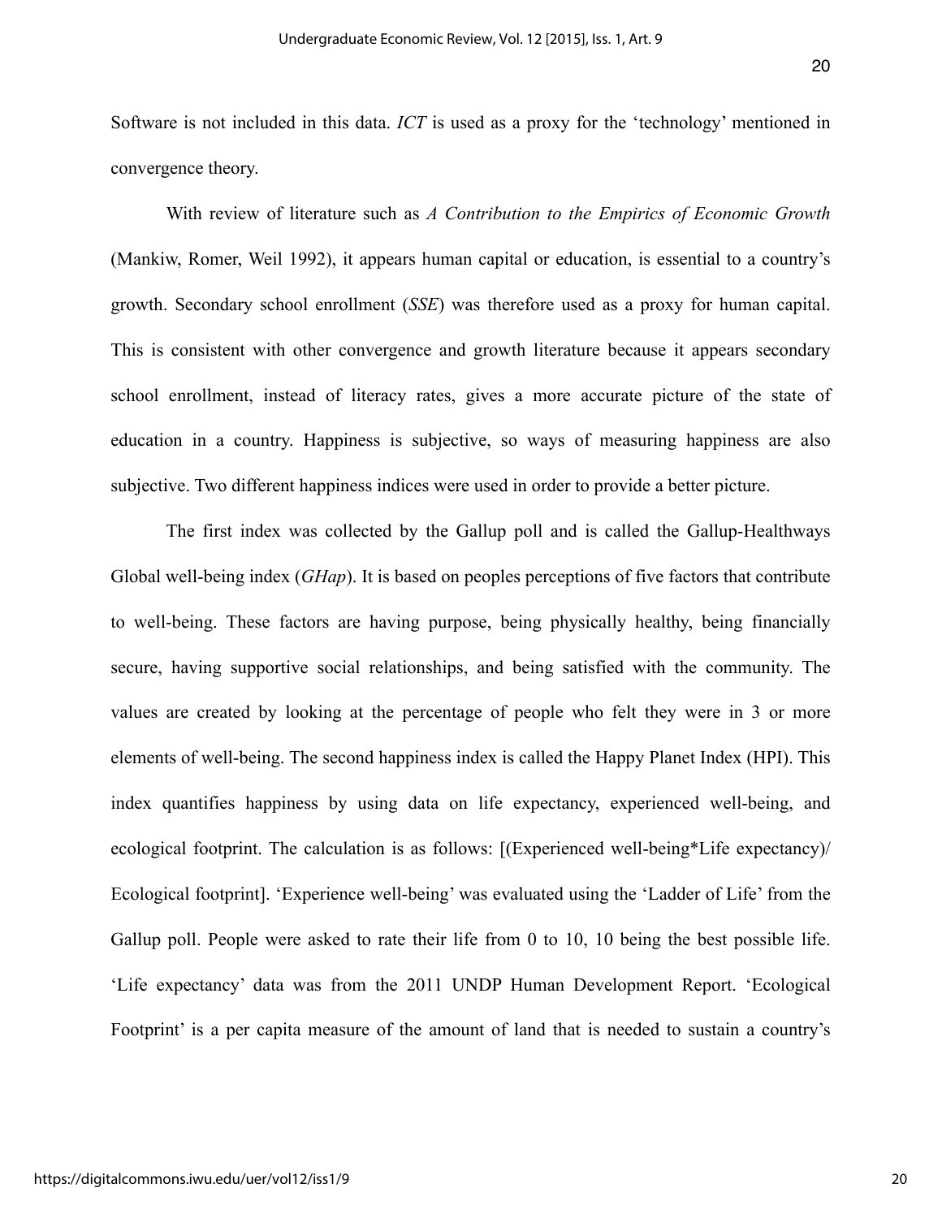Software is not included in this data. *ICT* is used as a proxy for the 'technology' mentioned in convergence theory.

With review of literature such as *A Contribution to the Empirics of Economic Growth* (Mankiw, Romer, Weil 1992), it appears human capital or education, is essential to a country's growth. Secondary school enrollment (*SSE*) was therefore used as a proxy for human capital. This is consistent with other convergence and growth literature because it appears secondary school enrollment, instead of literacy rates, gives a more accurate picture of the state of education in a country. Happiness is subjective, so ways of measuring happiness are also subjective. Two different happiness indices were used in order to provide a better picture.

The first index was collected by the Gallup poll and is called the Gallup-Healthways Global well-being index (*GHap*). It is based on peoples perceptions of five factors that contribute to well-being. These factors are having purpose, being physically healthy, being financially secure, having supportive social relationships, and being satisfied with the community. The values are created by looking at the percentage of people who felt they were in 3 or more elements of well-being. The second happiness index is called the Happy Planet Index (HPI). This index quantifies happiness by using data on life expectancy, experienced well-being, and ecological footprint. The calculation is as follows: [(Experienced well-being*Life expectancy)/ Ecological footprint]. 'Experience well-being' was evaluated using the 'Ladder of Life' from the Gallup poll. People were asked to rate their life from 0 to 10, 10 being the best possible life. 'Life expectancy' data was from the 2011 UNDP Human Development Report. 'Ecological Footprint' is a per capita measure of the amount of land that is needed to sustain a country's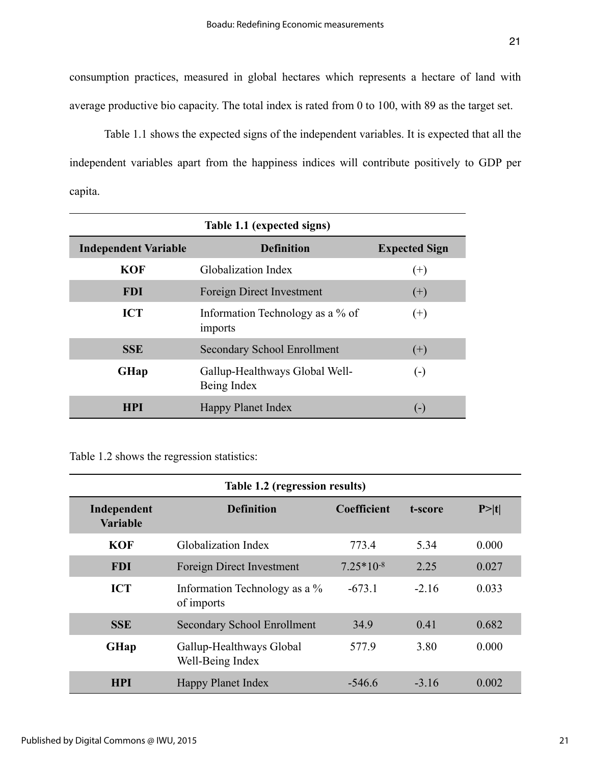consumption practices, measured in global hectares which represents a hectare of land with average productive bio capacity. The total index is rated from 0 to 100, with 89 as the target set.

Table 1.1 shows the expected signs of the independent variables. It is expected that all the independent variables apart from the happiness indices will contribute positively to GDP per capita.

**Table 1.1 (expected signs)**

| Independent Variable | Definition | Expected Sign |
|---|---|---|
| **KOF** | Globalization Index | (+) |
| **FDI** | Foreign Direct Investment | (+) |
| **ICT** | Information Technology as a % of imports | (+) |
| **SSE** | Secondary School Enrollment | (+) |
| **GHap** | Gallup-Healthways Global Well-Being Index | (-) |
| **HPI** | Happy Planet Index | (-) |

Table 1.2 shows the regression statistics:

**Table 1.2 (regression results)**

| Independent Variable | Definition | Coefficient | t-score | P>\|t\| |
|---|---|---|---|---|
| **KOF** | Globalization Index | 773.4 | 5.34 | 0.000 |
| **FDI** | Foreign Direct Investment | $7.25*10^{-8}$ | 2.25 | 0.027 |
| **ICT** | Information Technology as a % of imports | -673.1 | -2.16 | 0.033 |
| **SSE** | Secondary School Enrollment | 34.9 | 0.41 | 0.682 |
| **GHap** | Gallup-Healthways Global Well-Being Index | 577.9 | 3.80 | 0.000 |
| **HPI** | Happy Planet Index | -546.6 | -3.16 | 0.002 |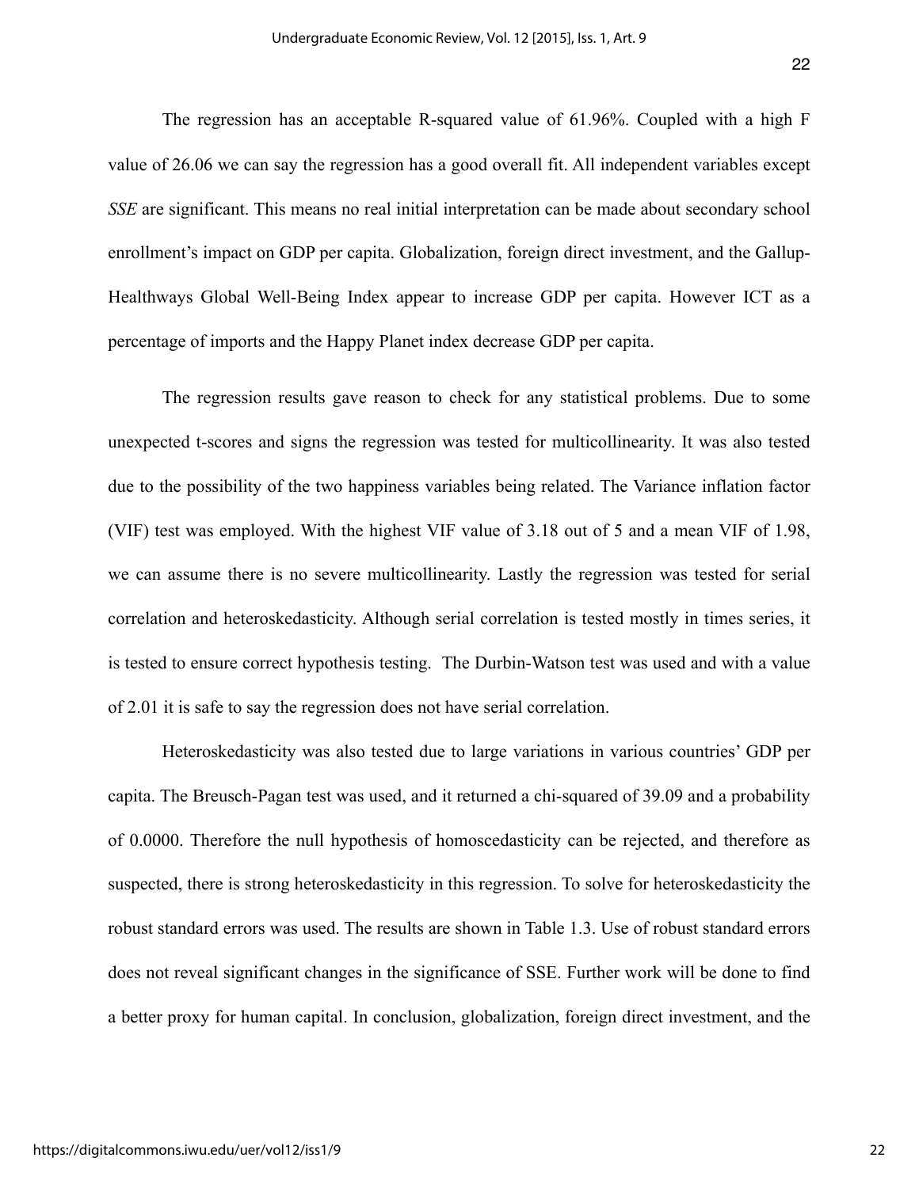The regression has an acceptable R-squared value of 61.96%. Coupled with a high F value of 26.06 we can say the regression has a good overall fit. All independent variables except *SSE* are significant. This means no real initial interpretation can be made about secondary school enrollment's impact on GDP per capita. Globalization, foreign direct investment, and the Gallup-Healthways Global Well-Being Index appear to increase GDP per capita. However ICT as a percentage of imports and the Happy Planet index decrease GDP per capita.

The regression results gave reason to check for any statistical problems. Due to some unexpected t-scores and signs the regression was tested for multicollinearity. It was also tested due to the possibility of the two happiness variables being related. The Variance inflation factor (VIF) test was employed. With the highest VIF value of 3.18 out of 5 and a mean VIF of 1.98, we can assume there is no severe multicollinearity. Lastly the regression was tested for serial correlation and heteroskedasticity. Although serial correlation is tested mostly in times series, it is tested to ensure correct hypothesis testing. The Durbin-Watson test was used and with a value of 2.01 it is safe to say the regression does not have serial correlation.

Heteroskedasticity was also tested due to large variations in various countries' GDP per capita. The Breusch-Pagan test was used, and it returned a chi-squared of 39.09 and a probability of 0.0000. Therefore the null hypothesis of homoscedasticity can be rejected, and therefore as suspected, there is strong heteroskedasticity in this regression. To solve for heteroskedasticity the robust standard errors was used. The results are shown in Table 1.3. Use of robust standard errors does not reveal significant changes in the significance of SSE. Further work will be done to find a better proxy for human capital. In conclusion, globalization, foreign direct investment, and the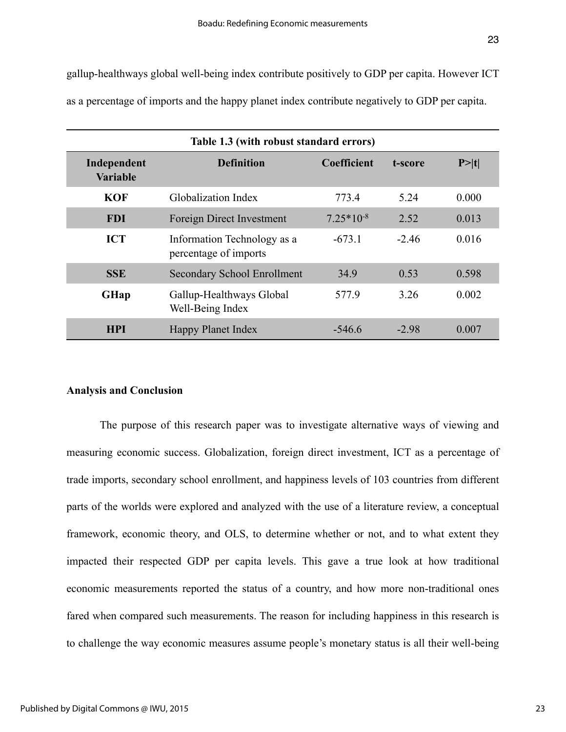gallup-healthways global well-being index contribute positively to GDP per capita. However ICT as a percentage of imports and the happy planet index contribute negatively to GDP per capita.

**Table 1.3 (with robust standard errors)**

| Independent Variable | Definition | Coefficient | t-score | P>\|t\| |
|---|---|---|---|---|
| **KOF** | Globalization Index | 773.4 | 5.24 | 0.000 |
| **FDI** | Foreign Direct Investment | $7.25*10^{-8}$ | 2.52 | 0.013 |
| **ICT** | Information Technology as a percentage of imports | -673.1 | -2.46 | 0.016 |
| **SSE** | Secondary School Enrollment | 34.9 | 0.53 | 0.598 |
| **GHap** | Gallup-Healthways Global Well-Being Index | 577.9 | 3.26 | 0.002 |
| **HPI** | Happy Planet Index | -546.6 | -2.98 | 0.007 |

**Analysis and Conclusion**

The purpose of this research paper was to investigate alternative ways of viewing and measuring economic success. Globalization, foreign direct investment, ICT as a percentage of trade imports, secondary school enrollment, and happiness levels of 103 countries from different parts of the worlds were explored and analyzed with the use of a literature review, a conceptual framework, economic theory, and OLS, to determine whether or not, and to what extent they impacted their respected GDP per capita levels. This gave a true look at how traditional economic measurements reported the status of a country, and how more non-traditional ones fared when compared such measurements. The reason for including happiness in this research is to challenge the way economic measures assume people's monetary status is all their well-being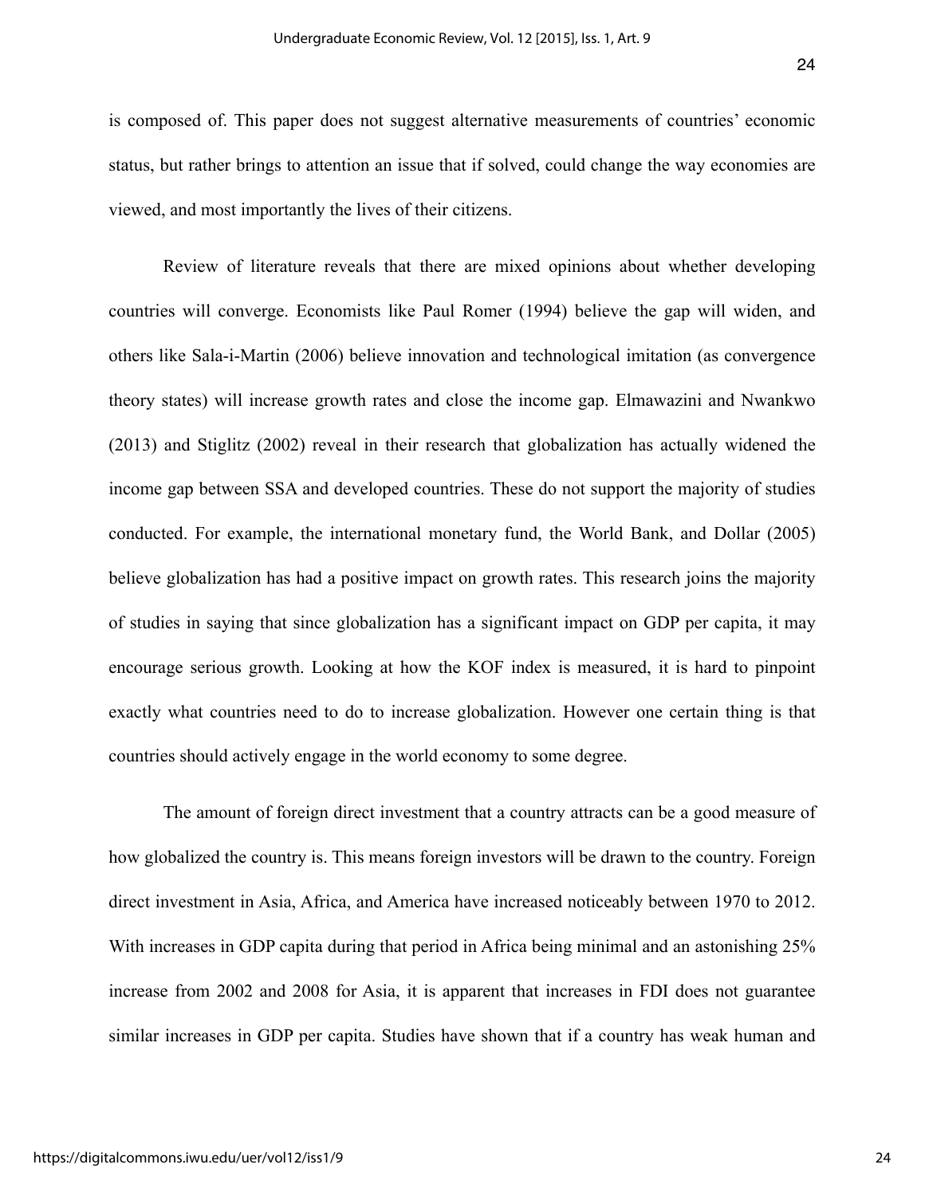is composed of. This paper does not suggest alternative measurements of countries' economic status, but rather brings to attention an issue that if solved, could change the way economies are viewed, and most importantly the lives of their citizens.

Review of literature reveals that there are mixed opinions about whether developing countries will converge. Economists like Paul Romer (1994) believe the gap will widen, and others like Sala-i-Martin (2006) believe innovation and technological imitation (as convergence theory states) will increase growth rates and close the income gap. Elmawazini and Nwankwo (2013) and Stiglitz (2002) reveal in their research that globalization has actually widened the income gap between SSA and developed countries. These do not support the majority of studies conducted. For example, the international monetary fund, the World Bank, and Dollar (2005) believe globalization has had a positive impact on growth rates. This research joins the majority of studies in saying that since globalization has a significant impact on GDP per capita, it may encourage serious growth. Looking at how the KOF index is measured, it is hard to pinpoint exactly what countries need to do to increase globalization. However one certain thing is that countries should actively engage in the world economy to some degree.

The amount of foreign direct investment that a country attracts can be a good measure of how globalized the country is. This means foreign investors will be drawn to the country. Foreign direct investment in Asia, Africa, and America have increased noticeably between 1970 to 2012. With increases in GDP capita during that period in Africa being minimal and an astonishing 25% increase from 2002 and 2008 for Asia, it is apparent that increases in FDI does not guarantee similar increases in GDP per capita. Studies have shown that if a country has weak human and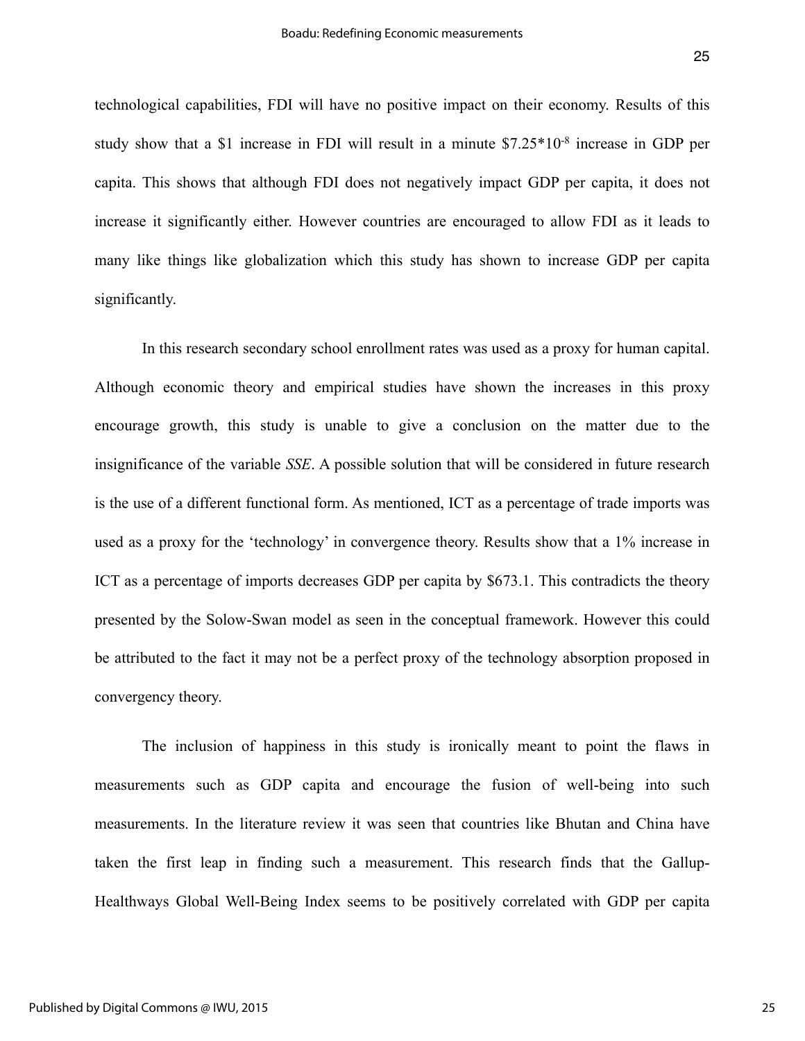technological capabilities, FDI will have no positive impact on their economy. Results of this study show that a $1 increase in FDI will result in a minute $\$7.25*10^{-8}$ increase in GDP per capita. This shows that although FDI does not negatively impact GDP per capita, it does not increase it significantly either. However countries are encouraged to allow FDI as it leads to many like things like globalization which this study has shown to increase GDP per capita significantly.

In this research secondary school enrollment rates was used as a proxy for human capital. Although economic theory and empirical studies have shown the increases in this proxy encourage growth, this study is unable to give a conclusion on the matter due to the insignificance of the variable *SSE*. A possible solution that will be considered in future research is the use of a different functional form. As mentioned, ICT as a percentage of trade imports was used as a proxy for the 'technology' in convergence theory. Results show that a 1% increase in ICT as a percentage of imports decreases GDP per capita by $673.1. This contradicts the theory presented by the Solow-Swan model as seen in the conceptual framework. However this could be attributed to the fact it may not be a perfect proxy of the technology absorption proposed in convergency theory.

The inclusion of happiness in this study is ironically meant to point the flaws in measurements such as GDP capita and encourage the fusion of well-being into such measurements. In the literature review it was seen that countries like Bhutan and China have taken the first leap in finding such a measurement. This research finds that the Gallup-Healthways Global Well-Being Index seems to be positively correlated with GDP per capita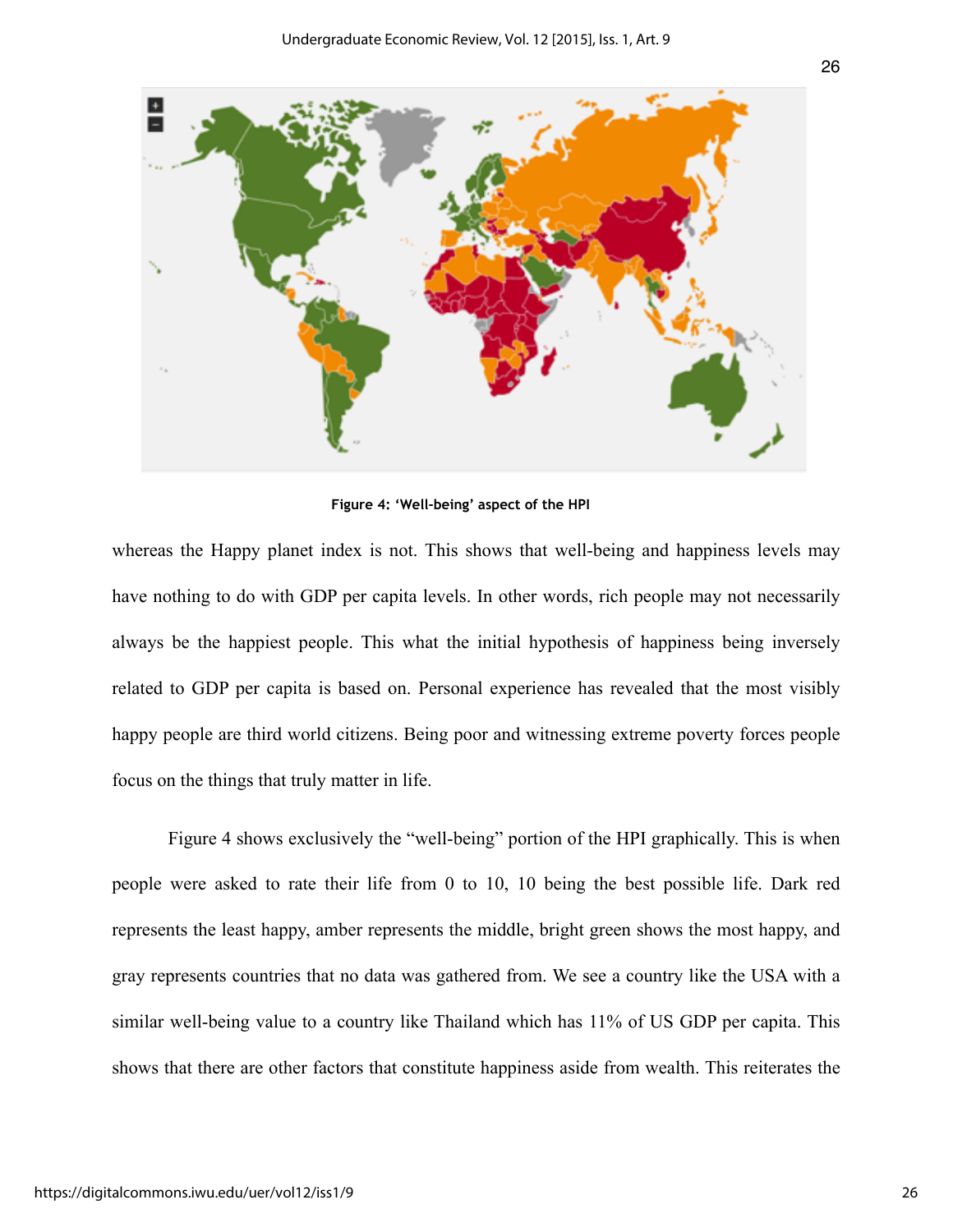Figure 4: 'Well-being' aspect of the HPI

whereas the Happy planet index is not. This shows that well-being and happiness levels may have nothing to do with GDP per capita levels. In other words, rich people may not necessarily always be the happiest people. This what the initial hypothesis of happiness being inversely related to GDP per capita is based on. Personal experience has revealed that the most visibly happy people are third world citizens. Being poor and witnessing extreme poverty forces people focus on the things that truly matter in life.

Figure 4 shows exclusively the "well-being" portion of the HPI graphically. This is when people were asked to rate their life from 0 to 10, 10 being the best possible life. Dark red represents the least happy, amber represents the middle, bright green shows the most happy, and gray represents countries that no data was gathered from. We see a country like the USA with a similar well-being value to a country like Thailand which has 11% of US GDP per capita. This shows that there are other factors that constitute happiness aside from wealth. This reiterates the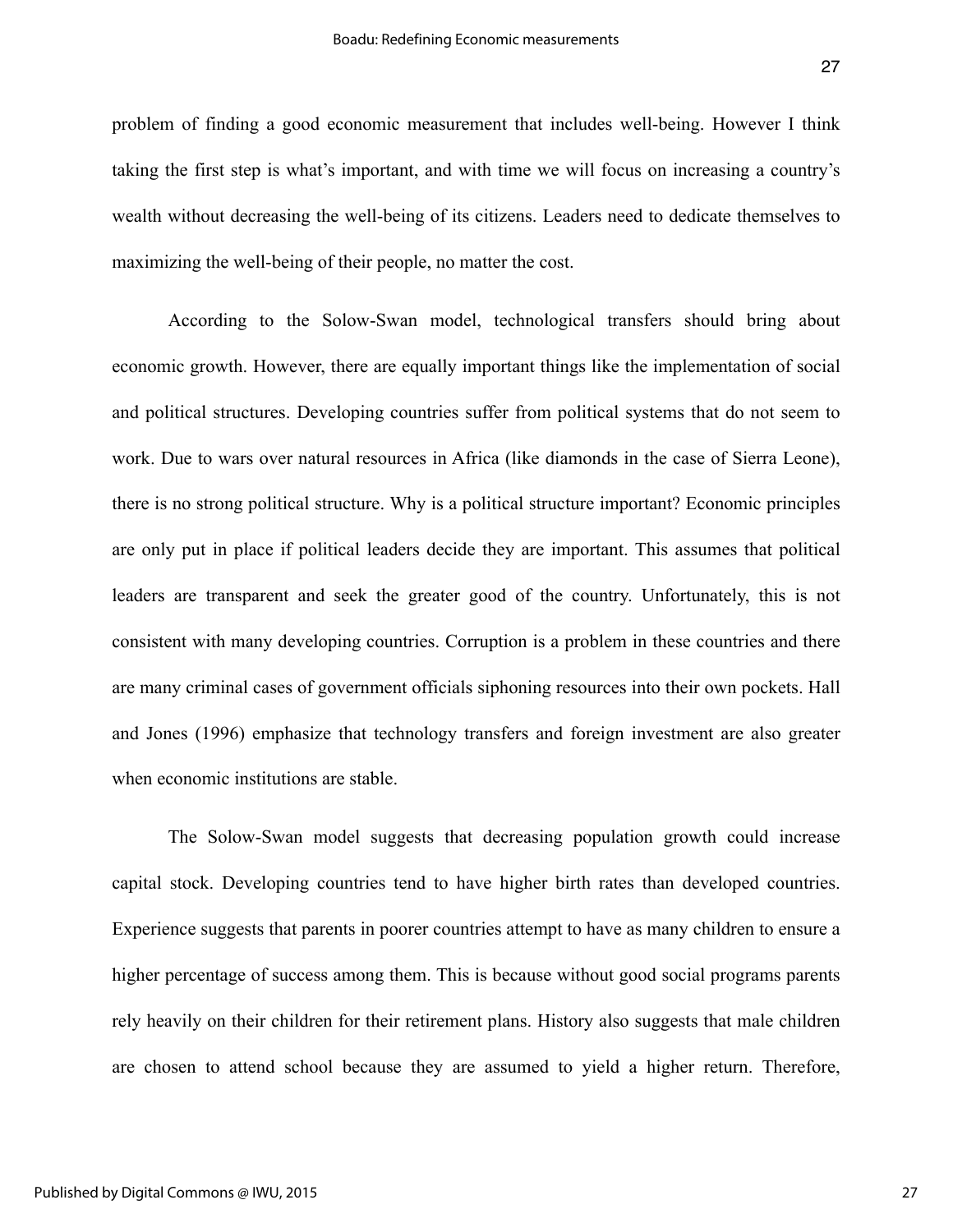problem of finding a good economic measurement that includes well-being. However I think taking the first step is what's important, and with time we will focus on increasing a country's wealth without decreasing the well-being of its citizens. Leaders need to dedicate themselves to maximizing the well-being of their people, no matter the cost.

According to the Solow-Swan model, technological transfers should bring about economic growth. However, there are equally important things like the implementation of social and political structures. Developing countries suffer from political systems that do not seem to work. Due to wars over natural resources in Africa (like diamonds in the case of Sierra Leone), there is no strong political structure. Why is a political structure important? Economic principles are only put in place if political leaders decide they are important. This assumes that political leaders are transparent and seek the greater good of the country. Unfortunately, this is not consistent with many developing countries. Corruption is a problem in these countries and there are many criminal cases of government officials siphoning resources into their own pockets. Hall and Jones (1996) emphasize that technology transfers and foreign investment are also greater when economic institutions are stable.

The Solow-Swan model suggests that decreasing population growth could increase capital stock. Developing countries tend to have higher birth rates than developed countries. Experience suggests that parents in poorer countries attempt to have as many children to ensure a higher percentage of success among them. This is because without good social programs parents rely heavily on their children for their retirement plans. History also suggests that male children are chosen to attend school because they are assumed to yield a higher return. Therefore,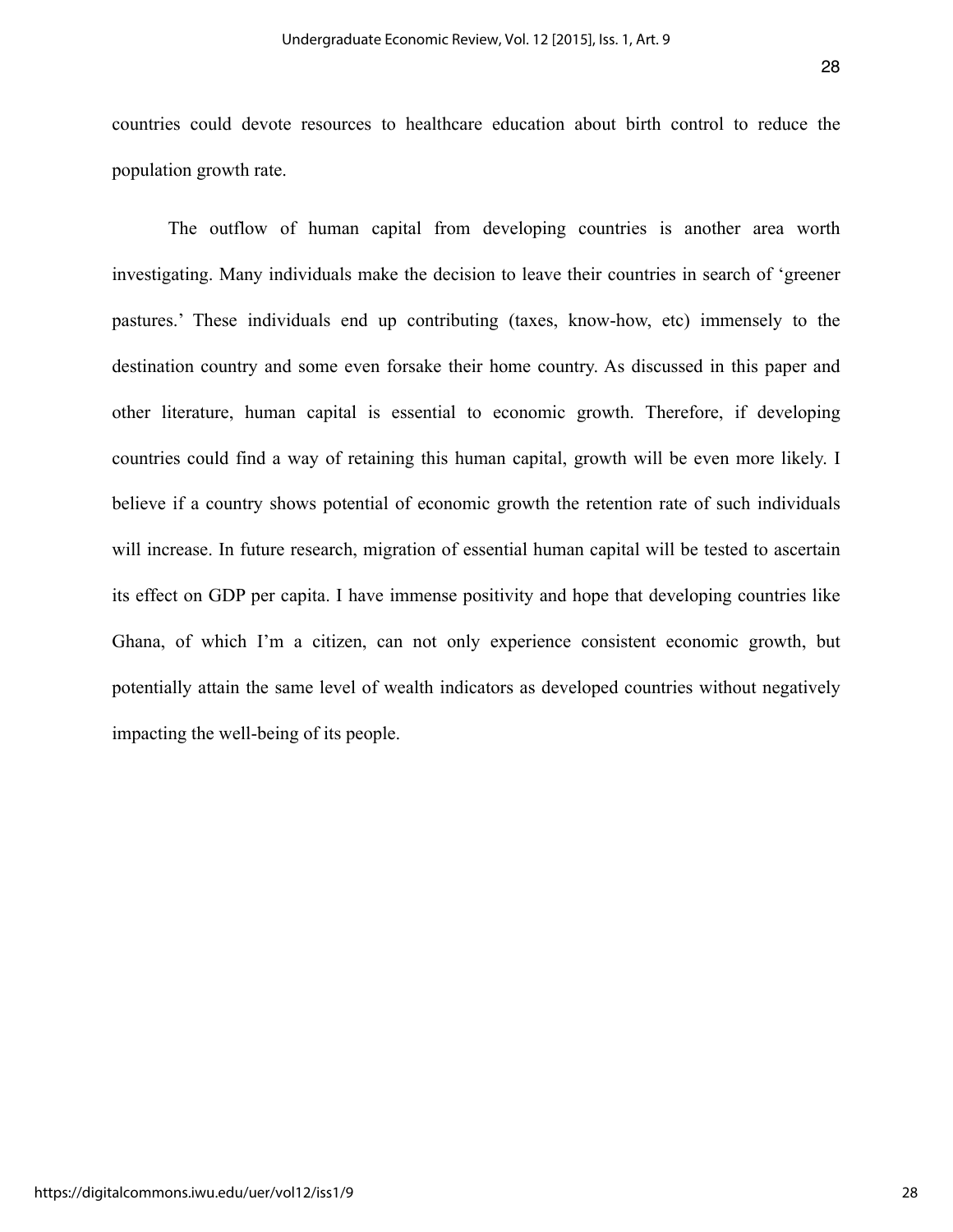countries could devote resources to healthcare education about birth control to reduce the population growth rate.

The outflow of human capital from developing countries is another area worth investigating. Many individuals make the decision to leave their countries in search of 'greener pastures.' These individuals end up contributing (taxes, know-how, etc) immensely to the destination country and some even forsake their home country. As discussed in this paper and other literature, human capital is essential to economic growth. Therefore, if developing countries could find a way of retaining this human capital, growth will be even more likely. I believe if a country shows potential of economic growth the retention rate of such individuals will increase. In future research, migration of essential human capital will be tested to ascertain its effect on GDP per capita. I have immense positivity and hope that developing countries like Ghana, of which I'm a citizen, can not only experience consistent economic growth, but potentially attain the same level of wealth indicators as developed countries without negatively impacting the well-being of its people.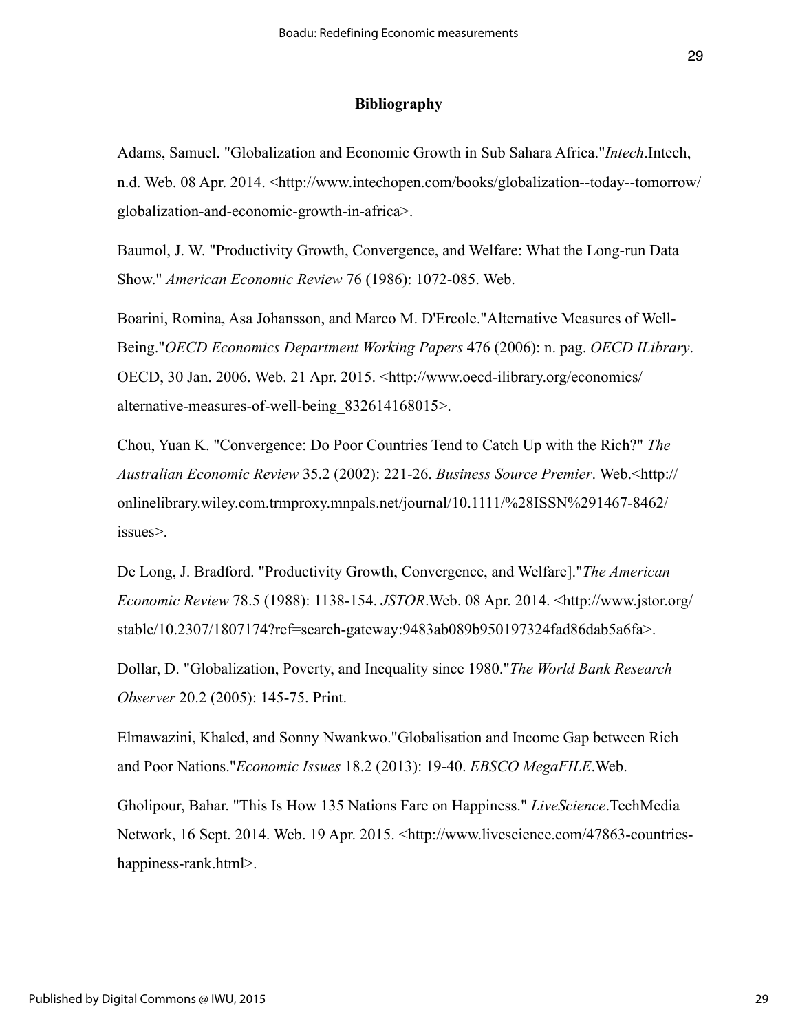# Bibliography

Adams, Samuel. "Globalization and Economic Growth in Sub Sahara Africa."*Intech*.Intech, n.d. Web. 08 Apr. 2014. <http://www.intechopen.com/books/globalization--today--tomorrow/globalization-and-economic-growth-in-africa>.

Baumol, J. W. "Productivity Growth, Convergence, and Welfare: What the Long-run Data Show." *American Economic Review* 76 (1986): 1072-085. Web.

Boarini, Romina, Asa Johansson, and Marco M. D'Ercole."Alternative Measures of Well-Being."*OECD Economics Department Working Papers* 476 (2006): n. pag. *OECD ILibrary*. OECD, 30 Jan. 2006. Web. 21 Apr. 2015. <http://www.oecd-ilibrary.org/economics/alternative-measures-of-well-being_832614168015>.

Chou, Yuan K. "Convergence: Do Poor Countries Tend to Catch Up with the Rich?" *The Australian Economic Review* 35.2 (2002): 221-26. *Business Source Premier*. Web.<http://onlinelibrary.wiley.com.trmproxy.mnpals.net/journal/10.1111/%28ISSN%291467-8462/issues>.

De Long, J. Bradford. "Productivity Growth, Convergence, and Welfare]."*The American Economic Review* 78.5 (1988): 1138-154. *JSTOR*.Web. 08 Apr. 2014. <http://www.jstor.org/stable/10.2307/1807174?ref=search-gateway:9483ab089b950197324fad86dab5a6fa>.

Dollar, D. "Globalization, Poverty, and Inequality since 1980."*The World Bank Research Observer* 20.2 (2005): 145-75. Print.

Elmawazini, Khaled, and Sonny Nwankwo."Globalisation and Income Gap between Rich and Poor Nations."*Economic Issues* 18.2 (2013): 19-40. *EBSCO MegaFILE*.Web.

Gholipour, Bahar. "This Is How 135 Nations Fare on Happiness." *LiveScience*.TechMedia Network, 16 Sept. 2014. Web. 19 Apr. 2015. <http://www.livescience.com/47863-countries-happiness-rank.html>.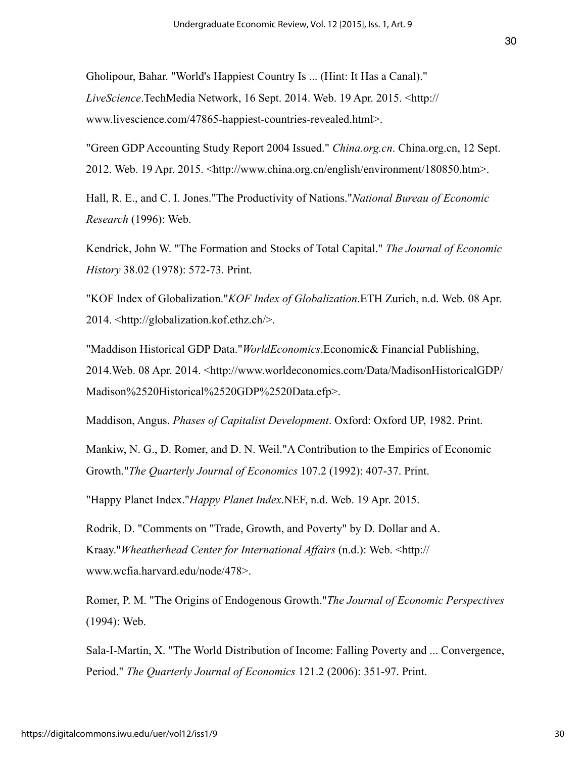Gholipour, Bahar. "World's Happiest Country Is ... (Hint: It Has a Canal)." *LiveScience*.TechMedia Network, 16 Sept. 2014. Web. 19 Apr. 2015. <http://www.livescience.com/47865-happiest-countries-revealed.html>.

"Green GDP Accounting Study Report 2004 Issued." *China.org.cn*. China.org.cn, 12 Sept. 2012. Web. 19 Apr. 2015. <http://www.china.org.cn/english/environment/180850.htm>.

Hall, R. E., and C. I. Jones."The Productivity of Nations."*National Bureau of Economic Research* (1996): Web.

Kendrick, John W. "The Formation and Stocks of Total Capital." *The Journal of Economic History* 38.02 (1978): 572-73. Print.

"KOF Index of Globalization."*KOF Index of Globalization*.ETH Zurich, n.d. Web. 08 Apr. 2014. <http://globalization.kof.ethz.ch/>.

"Maddison Historical GDP Data."*WorldEconomics*.Economic& Financial Publishing, 2014.Web. 08 Apr. 2014. <http://www.worldeconomics.com/Data/MadisonHistoricalGDP/Madison%2520Historical%2520GDP%2520Data.efp>.

Maddison, Angus. *Phases of Capitalist Development*. Oxford: Oxford UP, 1982. Print.

Mankiw, N. G., D. Romer, and D. N. Weil."A Contribution to the Empirics of Economic Growth."*The Quarterly Journal of Economics* 107.2 (1992): 407-37. Print.

"Happy Planet Index."*Happy Planet Index*.NEF, n.d. Web. 19 Apr. 2015.

Rodrik, D. "Comments on "Trade, Growth, and Poverty" by D. Dollar and A. Kraay."*Wheatherhead Center for International Affairs* (n.d.): Web. <http://www.wcfia.harvard.edu/node/478>.

Romer, P. M. "The Origins of Endogenous Growth."*The Journal of Economic Perspectives* (1994): Web.

Sala-I-Martin, X. "The World Distribution of Income: Falling Poverty and ... Convergence, Period." *The Quarterly Journal of Economics* 121.2 (2006): 351-97. Print.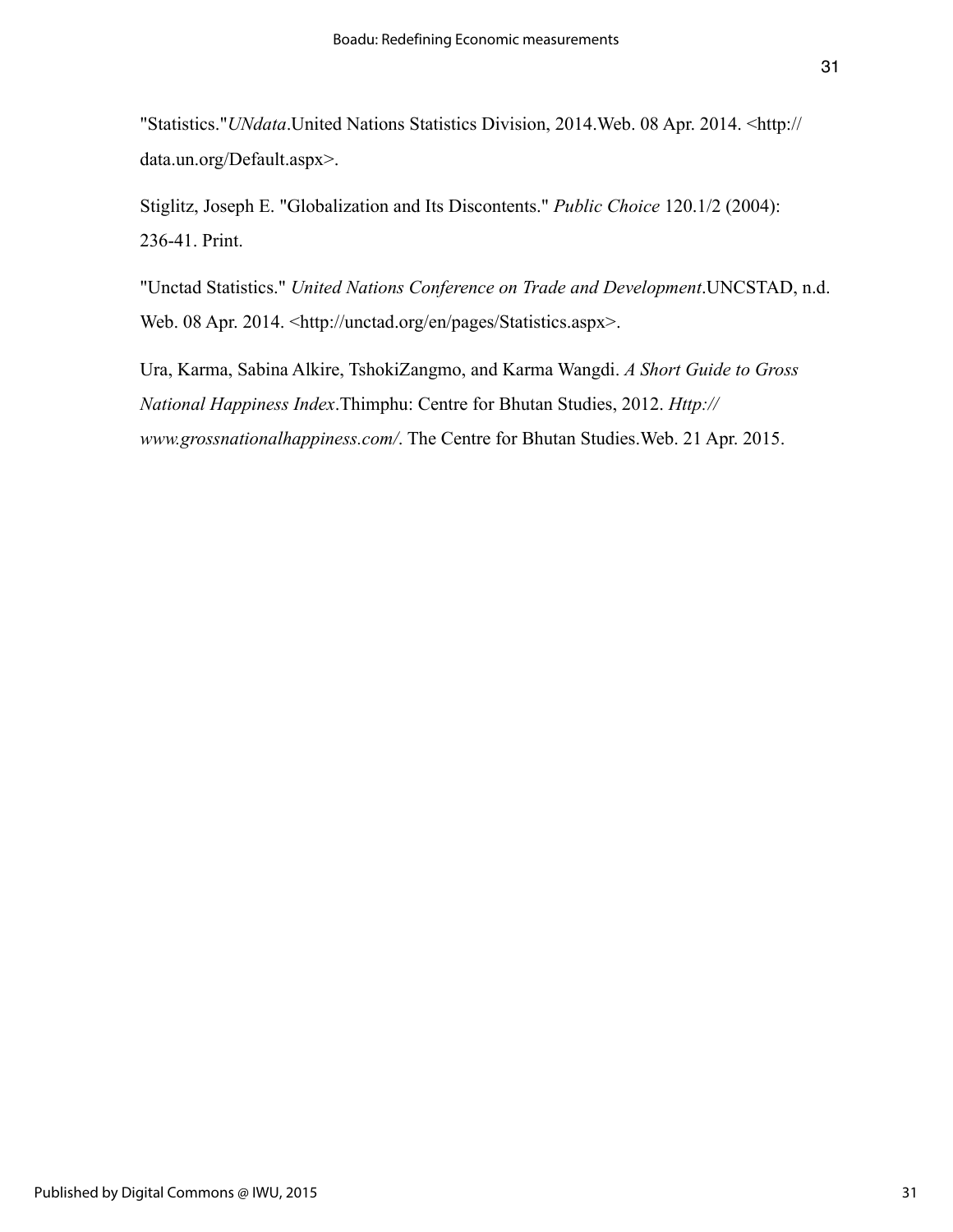"Statistics."*UNdata*.United Nations Statistics Division, 2014.Web. 08 Apr. 2014. <http://data.un.org/Default.aspx>.

Stiglitz, Joseph E. "Globalization and Its Discontents." *Public Choice* 120.1/2 (2004): 236-41. Print.

"Unctad Statistics." *United Nations Conference on Trade and Development*.UNCSTAD, n.d. Web. 08 Apr. 2014. <http://unctad.org/en/pages/Statistics.aspx>.

Ura, Karma, Sabina Alkire, TshokiZangmo, and Karma Wangdi. *A Short Guide to Gross National Happiness Index*.Thimphu: Centre for Bhutan Studies, 2012. *Http://www.grossnationalhappiness.com/*. The Centre for Bhutan Studies.Web. 21 Apr. 2015.